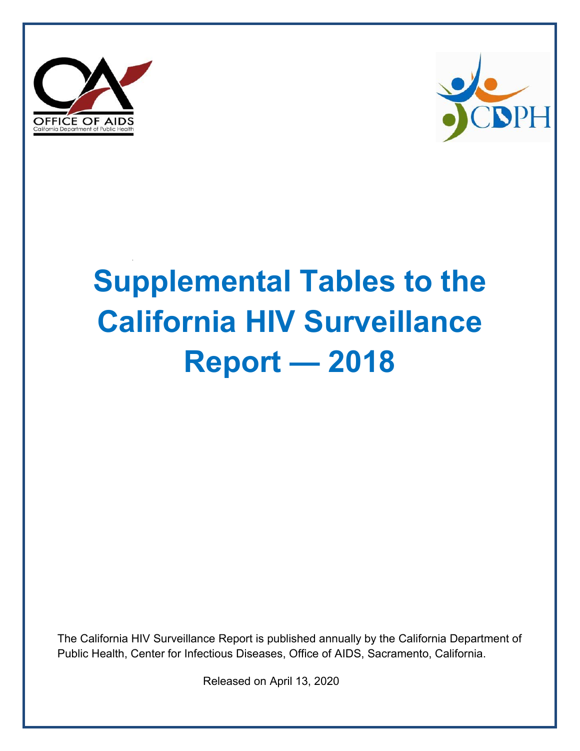OFFICE OF AIDS
California Department of Public Health

CDPH

# Supplemental Tables to the California HIV Surveillance Report — 2018

The California HIV Surveillance Report is published annually by the California Department of Public Health, Center for Infectious Diseases, Office of AIDS, Sacramento, California.

Released on April 13, 2020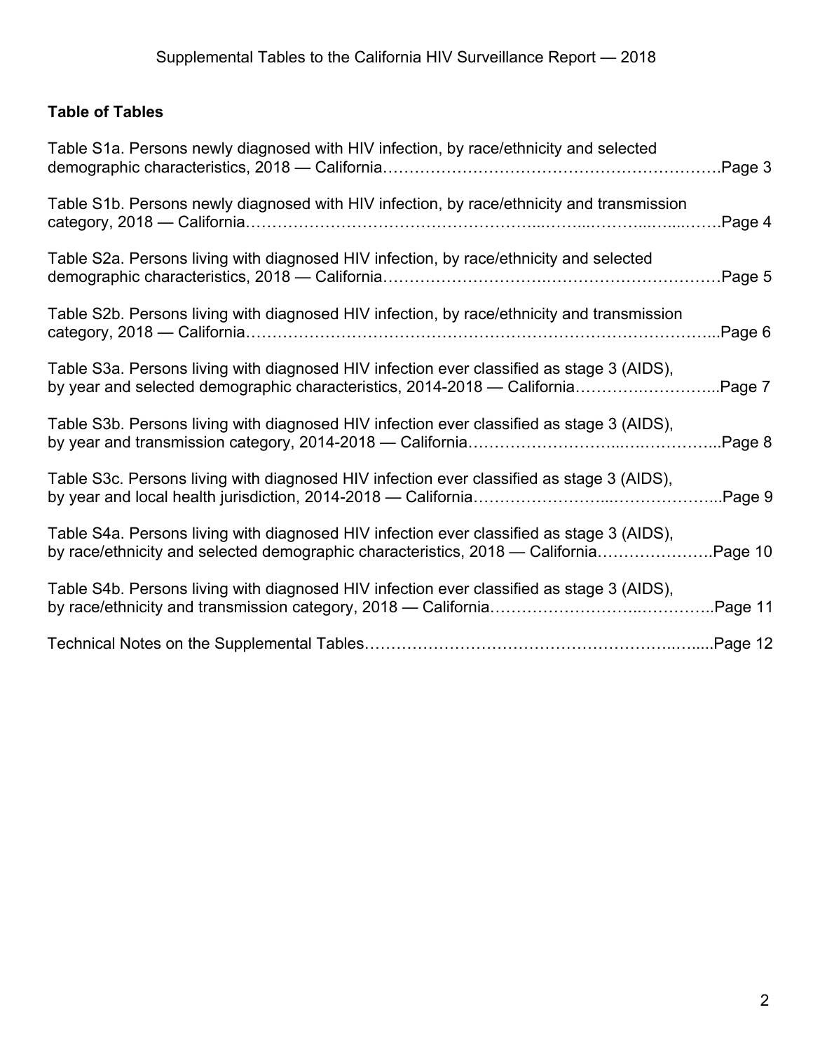## Table of Tables

Table S1a. Persons newly diagnosed with HIV infection, by race/ethnicity and selected demographic characteristics, 2018 — California……………………………………………………….Page 3

Table S1b. Persons newly diagnosed with HIV infection, by race/ethnicity and transmission category, 2018 — California………………………………………………..……..………..…...…….Page 4

Table S2a. Persons living with diagnosed HIV infection, by race/ethnicity and selected demographic characteristics, 2018 — California…………………………..……………….……………Page 5

Table S2b. Persons living with diagnosed HIV infection, by race/ethnicity and transmission category, 2018 — California…………………………………………………………………………...Page 6

Table S3a. Persons living with diagnosed HIV infection ever classified as stage 3 (AIDS), by year and selected demographic characteristics, 2014-2018 — California……………….…………...Page 7

Table S3b. Persons living with diagnosed HIV infection ever classified as stage 3 (AIDS), by year and transmission category, 2014-2018 — California………………………...….……………..Page 8

Table S3c. Persons living with diagnosed HIV infection ever classified as stage 3 (AIDS), by year and local health jurisdiction, 2014-2018 — California……………………...…………………...Page 9

Table S4a. Persons living with diagnosed HIV infection ever classified as stage 3 (AIDS), by race/ethnicity and selected demographic characteristics, 2018 — California………………….Page 10

Table S4b. Persons living with diagnosed HIV infection ever classified as stage 3 (AIDS), by race/ethnicity and transmission category, 2018 — California……………………….…………..Page 11

Technical Notes on the Supplemental Tables……………………………………………..….....Page 12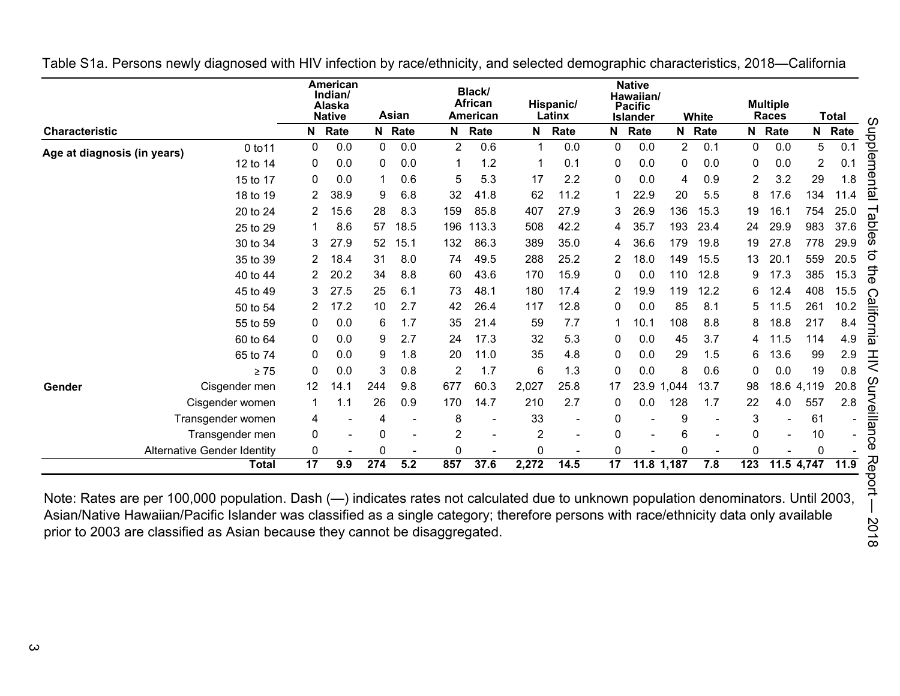Table S1a. Persons newly diagnosed with HIV infection by race/ethnicity, and selected demographic characteristics, 2018—California

| Characteristic | | American Indian/ Alaska Native | | Asian | | Black/ African American | | Hispanic/ Latinx | | Native Hawaiian/ Pacific Islander | | White | | Multiple Races | | Total | |
|---|---|---|---|---|---|---|---|---|---|---|---|---|---|---|---|---|---|
| | | N | Rate | N | Rate | N | Rate | N | Rate | N | Rate | N | Rate | N | Rate | N | Rate |
| Age at diagnosis (in years) | 0 to11 | 0 | 0.0 | 0 | 0.0 | 2 | 0.6 | 1 | 0.0 | 0 | 0.0 | 2 | 0.1 | 0 | 0.0 | 5 | 0.1 |
| | 12 to 14 | 0 | 0.0 | 0 | 0.0 | 1 | 1.2 | 1 | 0.1 | 0 | 0.0 | 0 | 0.0 | 0 | 0.0 | 2 | 0.1 |
| | 15 to 17 | 0 | 0.0 | 1 | 0.6 | 5 | 5.3 | 17 | 2.2 | 0 | 0.0 | 4 | 0.9 | 2 | 3.2 | 29 | 1.8 |
| | 18 to 19 | 2 | 38.9 | 9 | 6.8 | 32 | 41.8 | 62 | 11.2 | 1 | 22.9 | 20 | 5.5 | 8 | 17.6 | 134 | 11.4 |
| | 20 to 24 | 2 | 15.6 | 28 | 8.3 | 159 | 85.8 | 407 | 27.9 | 3 | 26.9 | 136 | 15.3 | 19 | 16.1 | 754 | 25.0 |
| | 25 to 29 | 1 | 8.6 | 57 | 18.5 | 196 | 113.3 | 508 | 42.2 | 4 | 35.7 | 193 | 23.4 | 24 | 29.9 | 983 | 37.6 |
| | 30 to 34 | 3 | 27.9 | 52 | 15.1 | 132 | 86.3 | 389 | 35.0 | 4 | 36.6 | 179 | 19.8 | 19 | 27.8 | 778 | 29.9 |
| | 35 to 39 | 2 | 18.4 | 31 | 8.0 | 74 | 49.5 | 288 | 25.2 | 2 | 18.0 | 149 | 15.5 | 13 | 20.1 | 559 | 20.5 |
| | 40 to 44 | 2 | 20.2 | 34 | 8.8 | 60 | 43.6 | 170 | 15.9 | 0 | 0.0 | 110 | 12.8 | 9 | 17.3 | 385 | 15.3 |
| | 45 to 49 | 3 | 27.5 | 25 | 6.1 | 73 | 48.1 | 180 | 17.4 | 2 | 19.9 | 119 | 12.2 | 6 | 12.4 | 408 | 15.5 |
| | 50 to 54 | 2 | 17.2 | 10 | 2.7 | 42 | 26.4 | 117 | 12.8 | 0 | 0.0 | 85 | 8.1 | 5 | 11.5 | 261 | 10.2 |
| | 55 to 59 | 0 | 0.0 | 6 | 1.7 | 35 | 21.4 | 59 | 7.7 | 1 | 10.1 | 108 | 8.8 | 8 | 18.8 | 217 | 8.4 |
| | 60 to 64 | 0 | 0.0 | 9 | 2.7 | 24 | 17.3 | 32 | 5.3 | 0 | 0.0 | 45 | 3.7 | 4 | 11.5 | 114 | 4.9 |
| | 65 to 74 | 0 | 0.0 | 9 | 1.8 | 20 | 11.0 | 35 | 4.8 | 0 | 0.0 | 29 | 1.5 | 6 | 13.6 | 99 | 2.9 |
| | ≥ 75 | 0 | 0.0 | 3 | 0.8 | 2 | 1.7 | 6 | 1.3 | 0 | 0.0 | 8 | 0.6 | 0 | 0.0 | 19 | 0.8 |
| Gender | Cisgender men | 12 | 14.1 | 244 | 9.8 | 677 | 60.3 | 2,027 | 25.8 | 17 | 23.9 | 1,044 | 13.7 | 98 | 18.6 | 4,119 | 20.8 |
| | Cisgender women | 1 | 1.1 | 26 | 0.9 | 170 | 14.7 | 210 | 2.7 | 0 | 0.0 | 128 | 1.7 | 22 | 4.0 | 557 | 2.8 |
| | Transgender women | 4 | - | 4 | - | 8 | - | 33 | - | 0 | - | 9 | - | 3 | - | 61 | - |
| | Transgender men | 0 | - | 0 | - | 2 | - | 2 | - | 0 | - | 6 | - | 0 | - | 10 | - |
| | Alternative Gender Identity | 0 | - | 0 | - | 0 | - | 0 | - | 0 | - | 0 | - | 0 | - | 0 | - |
| | **Total** | **17** | **9.9** | **274** | **5.2** | **857** | **37.6** | **2,272** | **14.5** | **17** | **11.8** | **1,187** | **7.8** | **123** | **11.5** | **4,747** | **11.9** |

Note: Rates are per 100,000 population. Dash (—) indicates rates not calculated due to unknown population denominators. Until 2003, Asian/Native Hawaiian/Pacific Islander was classified as a single category; therefore persons with race/ethnicity data only available prior to 2003 are classified as Asian because they cannot be disaggregated.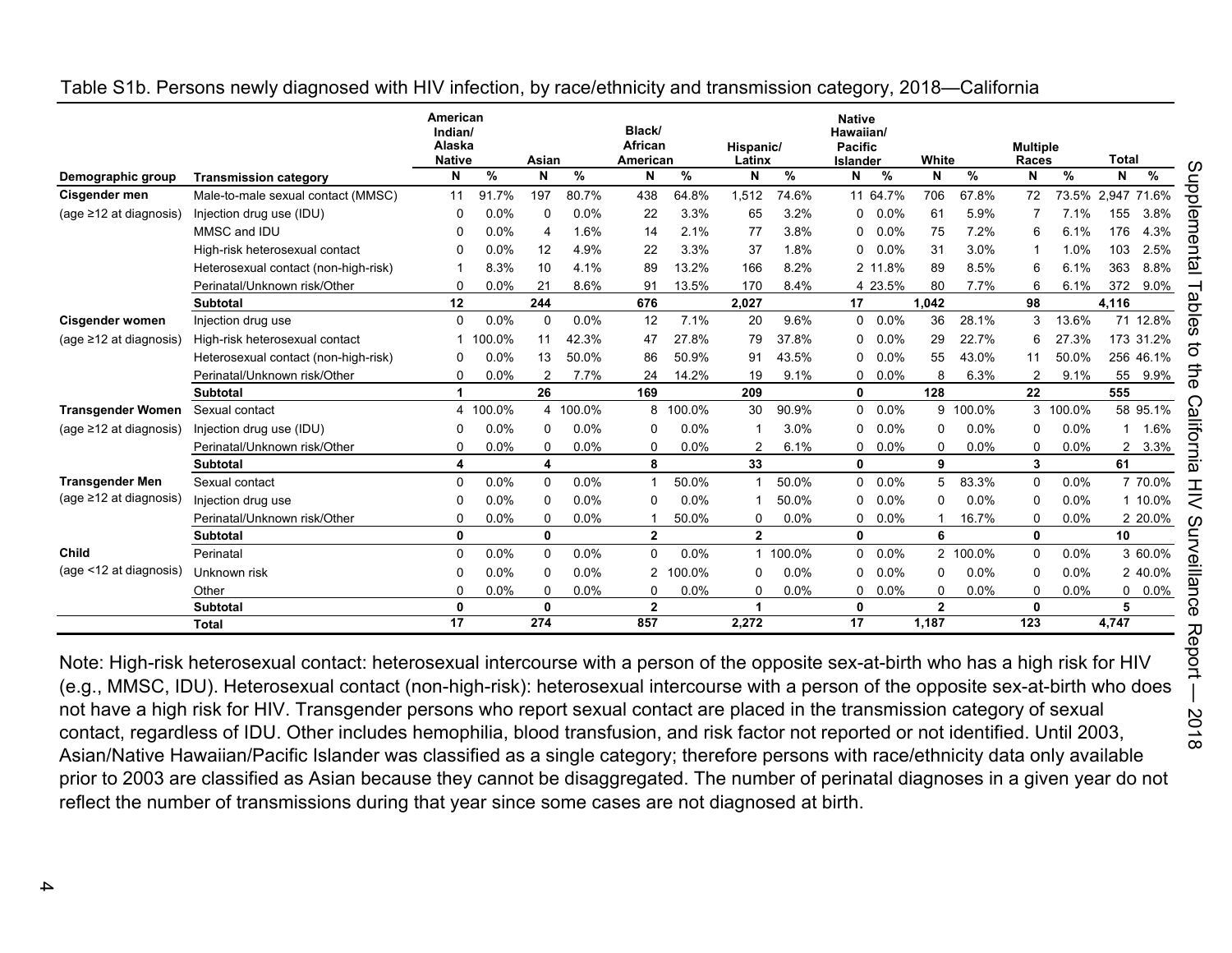Table S1b. Persons newly diagnosed with HIV infection, by race/ethnicity and transmission category, 2018—California

| Demographic group | Transmission category | American Indian/ Alaska Native | | Asian | | Black/ African American | | Hispanic/ Latinx | | Native Hawaiian/ Pacific Islander | | White | | Multiple Races | | Total | |
|---|---|---|---|---|---|---|---|---|---|---|---|---|---|---|---|---|---|
| | | N | % | N | % | N | % | N | % | N | % | N | % | N | % | N | % |
| **Cisgender men** | Male-to-male sexual contact (MMSC) | 11 | 91.7% | 197 | 80.7% | 438 | 64.8% | 1,512 | 74.6% | 11 | 64.7% | 706 | 67.8% | 72 | 73.5% | 2,947 | 71.6% |
| (age ≥12 at diagnosis) | Injection drug use (IDU) | 0 | 0.0% | 0 | 0.0% | 22 | 3.3% | 65 | 3.2% | 0 | 0.0% | 61 | 5.9% | 7 | 7.1% | 155 | 3.8% |
| | MMSC and IDU | 0 | 0.0% | 4 | 1.6% | 14 | 2.1% | 77 | 3.8% | 0 | 0.0% | 75 | 7.2% | 6 | 6.1% | 176 | 4.3% |
| | High-risk heterosexual contact | 0 | 0.0% | 12 | 4.9% | 22 | 3.3% | 37 | 1.8% | 0 | 0.0% | 31 | 3.0% | 1 | 1.0% | 103 | 2.5% |
| | Heterosexual contact (non-high-risk) | 1 | 8.3% | 10 | 4.1% | 89 | 13.2% | 166 | 8.2% | 2 | 11.8% | 89 | 8.5% | 6 | 6.1% | 363 | 8.8% |
| | Perinatal/Unknown risk/Other | 0 | 0.0% | 21 | 8.6% | 91 | 13.5% | 170 | 8.4% | 4 | 23.5% | 80 | 7.7% | 6 | 6.1% | 372 | 9.0% |
| | **Subtotal** | **12** | | **244** | | **676** | | **2,027** | | **17** | | **1,042** | | **98** | | **4,116** | |
| **Cisgender women** | Injection drug use | 0 | 0.0% | 0 | 0.0% | 12 | 7.1% | 20 | 9.6% | 0 | 0.0% | 36 | 28.1% | 3 | 13.6% | 71 | 12.8% |
| (age ≥12 at diagnosis) | High-risk heterosexual contact | 1 | 100.0% | 11 | 42.3% | 47 | 27.8% | 79 | 37.8% | 0 | 0.0% | 29 | 22.7% | 6 | 27.3% | 173 | 31.2% |
| | Heterosexual contact (non-high-risk) | 0 | 0.0% | 13 | 50.0% | 86 | 50.9% | 91 | 43.5% | 0 | 0.0% | 55 | 43.0% | 11 | 50.0% | 256 | 46.1% |
| | Perinatal/Unknown risk/Other | 0 | 0.0% | 2 | 7.7% | 24 | 14.2% | 19 | 9.1% | 0 | 0.0% | 8 | 6.3% | 2 | 9.1% | 55 | 9.9% |
| | **Subtotal** | **1** | | **26** | | **169** | | **209** | | **0** | | **128** | | **22** | | **555** | |
| **Transgender Women** | Sexual contact | 4 | 100.0% | 4 | 100.0% | 8 | 100.0% | 30 | 90.9% | 0 | 0.0% | 9 | 100.0% | 3 | 100.0% | 58 | 95.1% |
| (age ≥12 at diagnosis) | Injection drug use (IDU) | 0 | 0.0% | 0 | 0.0% | 0 | 0.0% | 1 | 3.0% | 0 | 0.0% | 0 | 0.0% | 0 | 0.0% | 1 | 1.6% |
| | Perinatal/Unknown risk/Other | 0 | 0.0% | 0 | 0.0% | 0 | 0.0% | 2 | 6.1% | 0 | 0.0% | 0 | 0.0% | 0 | 0.0% | 2 | 3.3% |
| | **Subtotal** | **4** | | **4** | | **8** | | **33** | | **0** | | **9** | | **3** | | **61** | |
| **Transgender Men** | Sexual contact | 0 | 0.0% | 0 | 0.0% | 1 | 50.0% | 1 | 50.0% | 0 | 0.0% | 5 | 83.3% | 0 | 0.0% | 7 | 70.0% |
| (age ≥12 at diagnosis) | Injection drug use | 0 | 0.0% | 0 | 0.0% | 0 | 0.0% | 1 | 50.0% | 0 | 0.0% | 0 | 0.0% | 0 | 0.0% | 1 | 10.0% |
| | Perinatal/Unknown risk/Other | 0 | 0.0% | 0 | 0.0% | 1 | 50.0% | 0 | 0.0% | 0 | 0.0% | 1 | 16.7% | 0 | 0.0% | 2 | 20.0% |
| | **Subtotal** | **0** | | **0** | | **2** | | **2** | | **0** | | **6** | | **0** | | **10** | |
| **Child** | Perinatal | 0 | 0.0% | 0 | 0.0% | 0 | 0.0% | 1 | 100.0% | 0 | 0.0% | 2 | 100.0% | 0 | 0.0% | 3 | 60.0% |
| (age <12 at diagnosis) | Unknown risk | 0 | 0.0% | 0 | 0.0% | 2 | 100.0% | 0 | 0.0% | 0 | 0.0% | 0 | 0.0% | 0 | 0.0% | 2 | 40.0% |
| | Other | 0 | 0.0% | 0 | 0.0% | 0 | 0.0% | 0 | 0.0% | 0 | 0.0% | 0 | 0.0% | 0 | 0.0% | 0 | 0.0% |
| | **Subtotal** | **0** | | **0** | | **2** | | **1** | | **0** | | **2** | | **0** | | **5** | |
| | **Total** | **17** | | **274** | | **857** | | **2,272** | | **17** | | **1,187** | | **123** | | **4,747** | |

Note: High-risk heterosexual contact: heterosexual intercourse with a person of the opposite sex-at-birth who has a high risk for HIV (e.g., MMSC, IDU). Heterosexual contact (non-high-risk): heterosexual intercourse with a person of the opposite sex-at-birth who does not have a high risk for HIV. Transgender persons who report sexual contact are placed in the transmission category of sexual contact, regardless of IDU. Other includes hemophilia, blood transfusion, and risk factor not reported or not identified. Until 2003, Asian/Native Hawaiian/Pacific Islander was classified as a single category; therefore persons with race/ethnicity data only available prior to 2003 are classified as Asian because they cannot be disaggregated. The number of perinatal diagnoses in a given year do not reflect the number of transmissions during that year since some cases are not diagnosed at birth.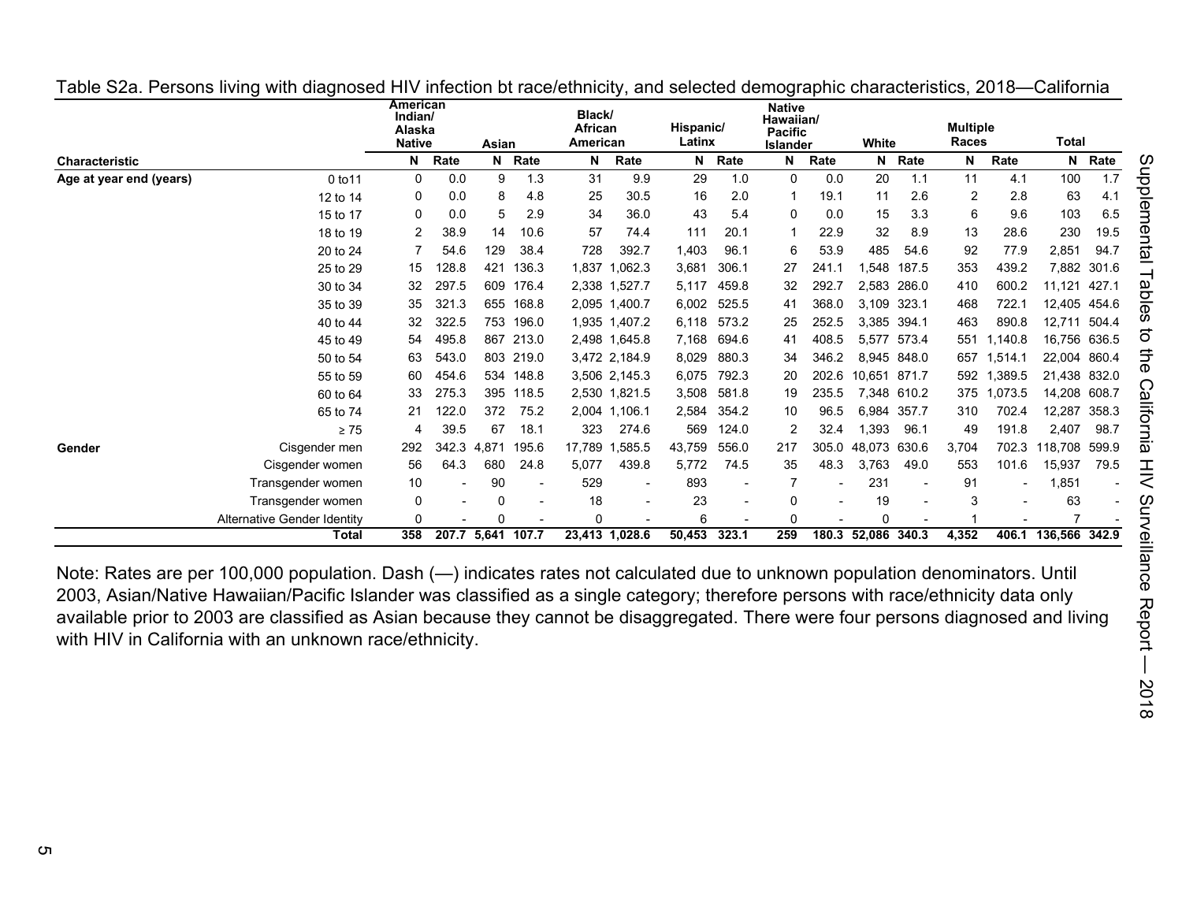Table S2a. Persons living with diagnosed HIV infection bt race/ethnicity, and selected demographic characteristics, 2018—California

| Characteristic | | American Indian/ Alaska Native | | Asian | | Black/ African American | | Hispanic/ Latinx | | Native Hawaiian/ Pacific Islander | | White | | Multiple Races | | Total | |
|---|---|---|---|---|---|---|---|---|---|---|---|---|---|---|---|---|---|
| | | N | Rate | N | Rate | N | Rate | N | Rate | N | Rate | N | Rate | N | Rate | N | Rate |
| Age at year end (years) | 0 to11 | 0 | 0.0 | 9 | 1.3 | 31 | 9.9 | 29 | 1.0 | 0 | 0.0 | 20 | 1.1 | 11 | 4.1 | 100 | 1.7 |
| | 12 to 14 | 0 | 0.0 | 8 | 4.8 | 25 | 30.5 | 16 | 2.0 | 1 | 19.1 | 11 | 2.6 | 2 | 2.8 | 63 | 4.1 |
| | 15 to 17 | 0 | 0.0 | 5 | 2.9 | 34 | 36.0 | 43 | 5.4 | 0 | 0.0 | 15 | 3.3 | 6 | 9.6 | 103 | 6.5 |
| | 18 to 19 | 2 | 38.9 | 14 | 10.6 | 57 | 74.4 | 111 | 20.1 | 1 | 22.9 | 32 | 8.9 | 13 | 28.6 | 230 | 19.5 |
| | 20 to 24 | 7 | 54.6 | 129 | 38.4 | 728 | 392.7 | 1,403 | 96.1 | 6 | 53.9 | 485 | 54.6 | 92 | 77.9 | 2,851 | 94.7 |
| | 25 to 29 | 15 | 128.8 | 421 | 136.3 | 1,837 | 1,062.3 | 3,681 | 306.1 | 27 | 241.1 | 1,548 | 187.5 | 353 | 439.2 | 7,882 | 301.6 |
| | 30 to 34 | 32 | 297.5 | 609 | 176.4 | 2,338 | 1,527.7 | 5,117 | 459.8 | 32 | 292.7 | 2,583 | 286.0 | 410 | 600.2 | 11,121 | 427.1 |
| | 35 to 39 | 35 | 321.3 | 655 | 168.8 | 2,095 | 1,400.7 | 6,002 | 525.5 | 41 | 368.0 | 3,109 | 323.1 | 468 | 722.1 | 12,405 | 454.6 |
| | 40 to 44 | 32 | 322.5 | 753 | 196.0 | 1,935 | 1,407.2 | 6,118 | 573.2 | 25 | 252.5 | 3,385 | 394.1 | 463 | 890.8 | 12,711 | 504.4 |
| | 45 to 49 | 54 | 495.8 | 867 | 213.0 | 2,498 | 1,645.8 | 7,168 | 694.6 | 41 | 408.5 | 5,577 | 573.4 | 551 | 1,140.8 | 16,756 | 636.5 |
| | 50 to 54 | 63 | 543.0 | 803 | 219.0 | 3,472 | 2,184.9 | 8,029 | 880.3 | 34 | 346.2 | 8,945 | 848.0 | 657 | 1,514.1 | 22,004 | 860.4 |
| | 55 to 59 | 60 | 454.6 | 534 | 148.8 | 3,506 | 2,145.3 | 6,075 | 792.3 | 20 | 202.6 | 10,651 | 871.7 | 592 | 1,389.5 | 21,438 | 832.0 |
| | 60 to 64 | 33 | 275.3 | 395 | 118.5 | 2,530 | 1,821.5 | 3,508 | 581.8 | 19 | 235.5 | 7,348 | 610.2 | 375 | 1,073.5 | 14,208 | 608.7 |
| | 65 to 74 | 21 | 122.0 | 372 | 75.2 | 2,004 | 1,106.1 | 2,584 | 354.2 | 10 | 96.5 | 6,984 | 357.7 | 310 | 702.4 | 12,287 | 358.3 |
| | ≥ 75 | 4 | 39.5 | 67 | 18.1 | 323 | 274.6 | 569 | 124.0 | 2 | 32.4 | 1,393 | 96.1 | 49 | 191.8 | 2,407 | 98.7 |
| Gender | Cisgender men | 292 | 342.3 | 4,871 | 195.6 | 17,789 | 1,585.5 | 43,759 | 556.0 | 217 | 305.0 | 48,073 | 630.6 | 3,704 | 702.3 | 118,708 | 599.9 |
| | Cisgender women | 56 | 64.3 | 680 | 24.8 | 5,077 | 439.8 | 5,772 | 74.5 | 35 | 48.3 | 3,763 | 49.0 | 553 | 101.6 | 15,937 | 79.5 |
| | Transgender women | 10 | - | 90 | - | 529 | - | 893 | - | 7 | - | 231 | - | 91 | - | 1,851 | - |
| | Transgender women | 0 | - | 0 | - | 18 | - | 23 | - | 0 | - | 19 | - | 3 | - | 63 | - |
| | Alternative Gender Identity | 0 | - | 0 | - | 0 | - | 6 | - | 0 | - | 0 | - | 1 | - | 7 | - |
| | **Total** | **358** | **207.7** | **5,641** | **107.7** | **23,413** | **1,028.6** | **50,453** | **323.1** | **259** | **180.3** | **52,086** | **340.3** | **4,352** | **406.1** | **136,566** | **342.9** |

Note: Rates are per 100,000 population. Dash (—) indicates rates not calculated due to unknown population denominators. Until 2003, Asian/Native Hawaiian/Pacific Islander was classified as a single category; therefore persons with race/ethnicity data only available prior to 2003 are classified as Asian because they cannot be disaggregated. There were four persons diagnosed and living with HIV in California with an unknown race/ethnicity.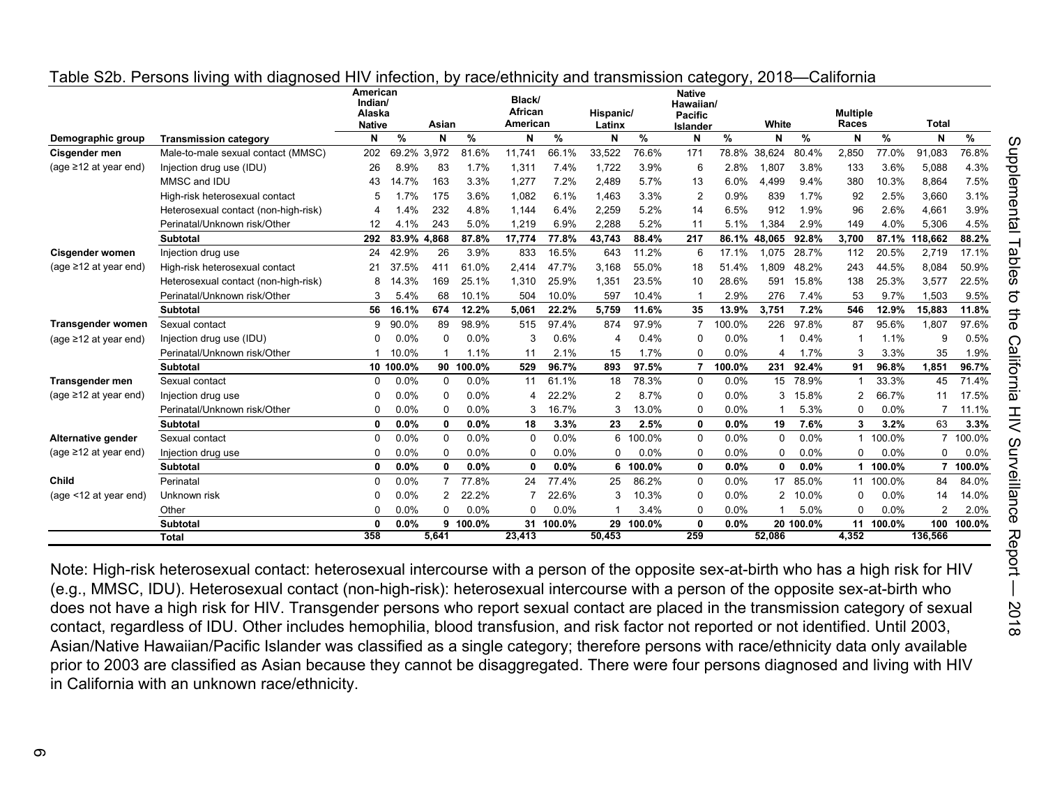Table S2b. Persons living with diagnosed HIV infection, by race/ethnicity and transmission category, 2018—California

| Demographic group | Transmission category | American Indian/ Alaska Native | | Asian | | Black/ African American | | Hispanic/ Latinx | | Native Hawaiian/ Pacific Islander | | White | | Multiple Races | | Total | |
|---|---|---|---|---|---|---|---|---|---|---|---|---|---|---|---|---|---|
| | | N | % | N | % | N | % | N | % | N | % | N | % | N | % | N | % |
| **Cisgender men** | Male-to-male sexual contact (MMSC) | 202 | 69.2% | 3,972 | 81.6% | 11,741 | 66.1% | 33,522 | 76.6% | 171 | 78.8% | 38,624 | 80.4% | 2,850 | 77.0% | 91,083 | 76.8% |
| (age ≥12 at year end) | Injection drug use (IDU) | 26 | 8.9% | 83 | 1.7% | 1,311 | 7.4% | 1,722 | 3.9% | 6 | 2.8% | 1,807 | 3.8% | 133 | 3.6% | 5,088 | 4.3% |
| | MMSC and IDU | 43 | 14.7% | 163 | 3.3% | 1,277 | 7.2% | 2,489 | 5.7% | 13 | 6.0% | 4,499 | 9.4% | 380 | 10.3% | 8,864 | 7.5% |
| | High-risk heterosexual contact | 5 | 1.7% | 175 | 3.6% | 1,082 | 6.1% | 1,463 | 3.3% | 2 | 0.9% | 839 | 1.7% | 92 | 2.5% | 3,660 | 3.1% |
| | Heterosexual contact (non-high-risk) | 4 | 1.4% | 232 | 4.8% | 1,144 | 6.4% | 2,259 | 5.2% | 14 | 6.5% | 912 | 1.9% | 96 | 2.6% | 4,661 | 3.9% |
| | Perinatal/Unknown risk/Other | 12 | 4.1% | 243 | 5.0% | 1,219 | 6.9% | 2,288 | 5.2% | 11 | 5.1% | 1,384 | 2.9% | 149 | 4.0% | 5,306 | 4.5% |
| | **Subtotal** | **292** | **83.9%** | **4,868** | **87.8%** | **17,774** | **77.8%** | **43,743** | **88.4%** | **217** | **86.1%** | **48,065** | **92.8%** | **3,700** | **87.1%** | **118,662** | **88.2%** |
| **Cisgender women** | Injection drug use | 24 | 42.9% | 26 | 3.9% | 833 | 16.5% | 643 | 11.2% | 6 | 17.1% | 1,075 | 28.7% | 112 | 20.5% | 2,719 | 17.1% |
| (age ≥12 at year end) | High-risk heterosexual contact | 21 | 37.5% | 411 | 61.0% | 2,414 | 47.7% | 3,168 | 55.0% | 18 | 51.4% | 1,809 | 48.2% | 243 | 44.5% | 8,084 | 50.9% |
| | Heterosexual contact (non-high-risk) | 8 | 14.3% | 169 | 25.1% | 1,310 | 25.9% | 1,351 | 23.5% | 10 | 28.6% | 591 | 15.8% | 138 | 25.3% | 3,577 | 22.5% |
| | Perinatal/Unknown risk/Other | 3 | 5.4% | 68 | 10.1% | 504 | 10.0% | 597 | 10.4% | 1 | 2.9% | 276 | 7.4% | 53 | 9.7% | 1,503 | 9.5% |
| | **Subtotal** | **56** | **16.1%** | **674** | **12.2%** | **5,061** | **22.2%** | **5,759** | **11.6%** | **35** | **13.9%** | **3,751** | **7.2%** | **546** | **12.9%** | **15,883** | **11.8%** |
| **Transgender women** | Sexual contact | 9 | 90.0% | 89 | 98.9% | 515 | 97.4% | 874 | 97.9% | 7 | 100.0% | 226 | 97.8% | 87 | 95.6% | 1,807 | 97.6% |
| (age ≥12 at year end) | Injection drug use (IDU) | 0 | 0.0% | 0 | 0.0% | 3 | 0.6% | 4 | 0.4% | 0 | 0.0% | 1 | 0.4% | 1 | 1.1% | 9 | 0.5% |
| | Perinatal/Unknown risk/Other | 1 | 10.0% | 1 | 1.1% | 11 | 2.1% | 15 | 1.7% | 0 | 0.0% | 4 | 1.7% | 3 | 3.3% | 35 | 1.9% |
| | **Subtotal** | **10** | **100.0%** | **90** | **100.0%** | **529** | **96.7%** | **893** | **97.5%** | **7** | **100.0%** | **231** | **92.4%** | **91** | **96.8%** | **1,851** | **96.7%** |
| **Transgender men** | Sexual contact | 0 | 0.0% | 0 | 0.0% | 11 | 61.1% | 18 | 78.3% | 0 | 0.0% | 15 | 78.9% | 1 | 33.3% | 45 | 71.4% |
| (age ≥12 at year end) | Injection drug use | 0 | 0.0% | 0 | 0.0% | 4 | 22.2% | 2 | 8.7% | 0 | 0.0% | 3 | 15.8% | 2 | 66.7% | 11 | 17.5% |
| | Perinatal/Unknown risk/Other | 0 | 0.0% | 0 | 0.0% | 3 | 16.7% | 3 | 13.0% | 0 | 0.0% | 1 | 5.3% | 0 | 0.0% | 7 | 11.1% |
| | **Subtotal** | **0** | **0.0%** | **0** | **0.0%** | **18** | **3.3%** | **23** | **2.5%** | **0** | **0.0%** | **19** | **7.6%** | **3** | **3.2%** | **63** | **3.3%** |
| **Alternative gender** | Sexual contact | 0 | 0.0% | 0 | 0.0% | 0 | 0.0% | 6 | 100.0% | 0 | 0.0% | 0 | 0.0% | 1 | 100.0% | 7 | 100.0% |
| (age ≥12 at year end) | Injection drug use | 0 | 0.0% | 0 | 0.0% | 0 | 0.0% | 0 | 0.0% | 0 | 0.0% | 0 | 0.0% | 0 | 0.0% | 0 | 0.0% |
| | **Subtotal** | **0** | **0.0%** | **0** | **0.0%** | **0** | **0.0%** | **6** | **100.0%** | **0** | **0.0%** | **0** | **0.0%** | **1** | **100.0%** | **7** | **100.0%** |
| **Child** | Perinatal | 0 | 0.0% | 7 | 77.8% | 24 | 77.4% | 25 | 86.2% | 0 | 0.0% | 17 | 85.0% | 11 | 100.0% | 84 | 84.0% |
| (age <12 at year end) | Unknown risk | 0 | 0.0% | 2 | 22.2% | 7 | 22.6% | 3 | 10.3% | 0 | 0.0% | 2 | 10.0% | 0 | 0.0% | 14 | 14.0% |
| | Other | 0 | 0.0% | 0 | 0.0% | 0 | 0.0% | 1 | 3.4% | 0 | 0.0% | 1 | 5.0% | 0 | 0.0% | 2 | 2.0% |
| | **Subtotal** | **0** | **0.0%** | **9** | **100.0%** | **31** | **100.0%** | **29** | **100.0%** | **0** | **0.0%** | **20** | **100.0%** | **11** | **100.0%** | **100** | **100.0%** |
| | **Total** | **358** | | **5,641** | | **23,413** | | **50,453** | | **259** | | **52,086** | | **4,352** | | **136,566** | |

Note: High-risk heterosexual contact: heterosexual intercourse with a person of the opposite sex-at-birth who has a high risk for HIV (e.g., MMSC, IDU). Heterosexual contact (non-high-risk): heterosexual intercourse with a person of the opposite sex-at-birth who does not have a high risk for HIV. Transgender persons who report sexual contact are placed in the transmission category of sexual contact, regardless of IDU. Other includes hemophilia, blood transfusion, and risk factor not reported or not identified. Until 2003, Asian/Native Hawaiian/Pacific Islander was classified as a single category; therefore persons with race/ethnicity data only available prior to 2003 are classified as Asian because they cannot be disaggregated. There were four persons diagnosed and living with HIV in California with an unknown race/ethnicity.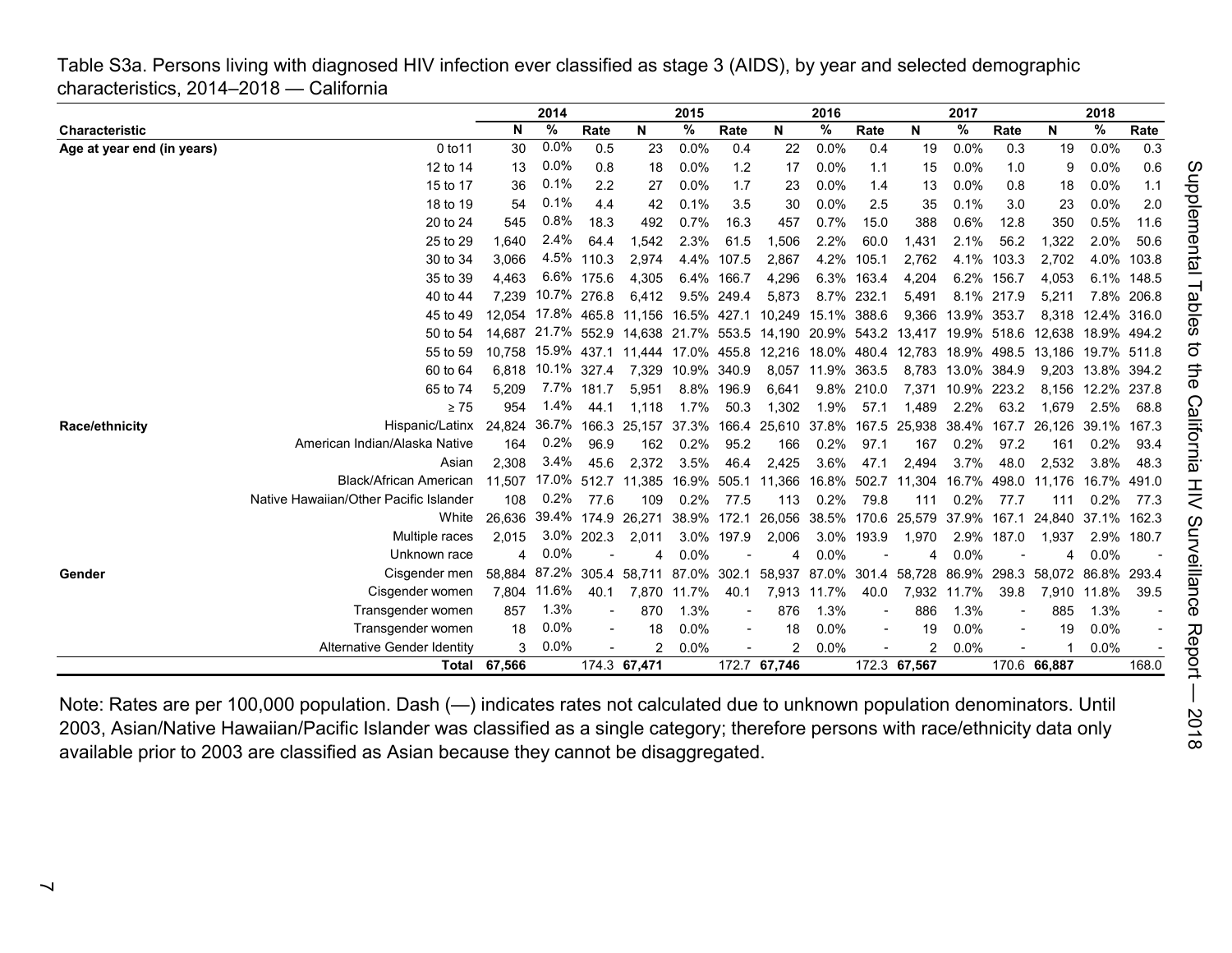Table S3a. Persons living with diagnosed HIV infection ever classified as stage 3 (AIDS), by year and selected demographic characteristics, 2014–2018 — California

| Characteristic | | 2014 | | | 2015 | | | 2016 | | | 2017 | | | 2018 | | |
|---|---|---|---|---|---|---|---|---|---|---|---|---|---|---|---|---|
| | | N | % | Rate | N | % | Rate | N | % | Rate | N | % | Rate | N | % | Rate |
| **Age at year end (in years)** | 0 to11 | 30 | 0.0% | 0.5 | 23 | 0.0% | 0.4 | 22 | 0.0% | 0.4 | 19 | 0.0% | 0.3 | 19 | 0.0% | 0.3 |
| | 12 to 14 | 13 | 0.0% | 0.8 | 18 | 0.0% | 1.2 | 17 | 0.0% | 1.1 | 15 | 0.0% | 1.0 | 9 | 0.0% | 0.6 |
| | 15 to 17 | 36 | 0.1% | 2.2 | 27 | 0.0% | 1.7 | 23 | 0.0% | 1.4 | 13 | 0.0% | 0.8 | 18 | 0.0% | 1.1 |
| | 18 to 19 | 54 | 0.1% | 4.4 | 42 | 0.1% | 3.5 | 30 | 0.0% | 2.5 | 35 | 0.1% | 3.0 | 23 | 0.0% | 2.0 |
| | 20 to 24 | 545 | 0.8% | 18.3 | 492 | 0.7% | 16.3 | 457 | 0.7% | 15.0 | 388 | 0.6% | 12.8 | 350 | 0.5% | 11.6 |
| | 25 to 29 | 1,640 | 2.4% | 64.4 | 1,542 | 2.3% | 61.5 | 1,506 | 2.2% | 60.0 | 1,431 | 2.1% | 56.2 | 1,322 | 2.0% | 50.6 |
| | 30 to 34 | 3,066 | 4.5% | 110.3 | 2,974 | 4.4% | 107.5 | 2,867 | 4.2% | 105.1 | 2,762 | 4.1% | 103.3 | 2,702 | 4.0% | 103.8 |
| | 35 to 39 | 4,463 | 6.6% | 175.6 | 4,305 | 6.4% | 166.7 | 4,296 | 6.3% | 163.4 | 4,204 | 6.2% | 156.7 | 4,053 | 6.1% | 148.5 |
| | 40 to 44 | 7,239 | 10.7% | 276.8 | 6,412 | 9.5% | 249.4 | 5,873 | 8.7% | 232.1 | 5,491 | 8.1% | 217.9 | 5,211 | 7.8% | 206.8 |
| | 45 to 49 | 12,054 | 17.8% | 465.8 | 11,156 | 16.5% | 427.1 | 10,249 | 15.1% | 388.6 | 9,366 | 13.9% | 353.7 | 8,318 | 12.4% | 316.0 |
| | 50 to 54 | 14,687 | 21.7% | 552.9 | 14,638 | 21.7% | 553.5 | 14,190 | 20.9% | 543.2 | 13,417 | 19.9% | 518.6 | 12,638 | 18.9% | 494.2 |
| | 55 to 59 | 10,758 | 15.9% | 437.1 | 11,444 | 17.0% | 455.8 | 12,216 | 18.0% | 480.4 | 12,783 | 18.9% | 498.5 | 13,186 | 19.7% | 511.8 |
| | 60 to 64 | 6,818 | 10.1% | 327.4 | 7,329 | 10.9% | 340.9 | 8,057 | 11.9% | 363.5 | 8,783 | 13.0% | 384.9 | 9,203 | 13.8% | 394.2 |
| | 65 to 74 | 5,209 | 7.7% | 181.7 | 5,951 | 8.8% | 196.9 | 6,641 | 9.8% | 210.0 | 7,371 | 10.9% | 223.2 | 8,156 | 12.2% | 237.8 |
| | ≥ 75 | 954 | 1.4% | 44.1 | 1,118 | 1.7% | 50.3 | 1,302 | 1.9% | 57.1 | 1,489 | 2.2% | 63.2 | 1,679 | 2.5% | 68.8 |
| **Race/ethnicity** | Hispanic/Latinx | 24,824 | 36.7% | 166.3 | 25,157 | 37.3% | 166.4 | 25,610 | 37.8% | 167.5 | 25,938 | 38.4% | 167.7 | 26,126 | 39.1% | 167.3 |
| | American Indian/Alaska Native | 164 | 0.2% | 96.9 | 162 | 0.2% | 95.2 | 166 | 0.2% | 97.1 | 167 | 0.2% | 97.2 | 161 | 0.2% | 93.4 |
| | Asian | 2,308 | 3.4% | 45.6 | 2,372 | 3.5% | 46.4 | 2,425 | 3.6% | 47.1 | 2,494 | 3.7% | 48.0 | 2,532 | 3.8% | 48.3 |
| | Black/African American | 11,507 | 17.0% | 512.7 | 11,385 | 16.9% | 505.1 | 11,366 | 16.8% | 502.7 | 11,304 | 16.7% | 498.0 | 11,176 | 16.7% | 491.0 |
| | Native Hawaiian/Other Pacific Islander | 108 | 0.2% | 77.6 | 109 | 0.2% | 77.5 | 113 | 0.2% | 79.8 | 111 | 0.2% | 77.7 | 111 | 0.2% | 77.3 |
| | White | 26,636 | 39.4% | 174.9 | 26,271 | 38.9% | 172.1 | 26,056 | 38.5% | 170.6 | 25,579 | 37.9% | 167.1 | 24,840 | 37.1% | 162.3 |
| | Multiple races | 2,015 | 3.0% | 202.3 | 2,011 | 3.0% | 197.9 | 2,006 | 3.0% | 193.9 | 1,970 | 2.9% | 187.0 | 1,937 | 2.9% | 180.7 |
| | Unknown race | 4 | 0.0% | - | 4 | 0.0% | - | 4 | 0.0% | - | 4 | 0.0% | - | 4 | 0.0% | - |
| **Gender** | Cisgender men | 58,884 | 87.2% | 305.4 | 58,711 | 87.0% | 302.1 | 58,937 | 87.0% | 301.4 | 58,728 | 86.9% | 298.3 | 58,072 | 86.8% | 293.4 |
| | Cisgender women | 7,804 | 11.6% | 40.1 | 7,870 | 11.7% | 40.1 | 7,913 | 11.7% | 40.0 | 7,932 | 11.7% | 39.8 | 7,910 | 11.8% | 39.5 |
| | Transgender women | 857 | 1.3% | - | 870 | 1.3% | - | 876 | 1.3% | - | 886 | 1.3% | - | 885 | 1.3% | - |
| | Transgender women | 18 | 0.0% | - | 18 | 0.0% | - | 18 | 0.0% | - | 19 | 0.0% | - | 19 | 0.0% | - |
| | Alternative Gender Identity | 3 | 0.0% | - | 2 | 0.0% | - | 2 | 0.0% | - | 2 | 0.0% | - | 1 | 0.0% | - |
| | **Total** | **67,566** | | 174.3 | **67,471** | | 172.7 | **67,746** | | 172.3 | **67,567** | | 170.6 | **66,887** | | 168.0 |

Note: Rates are per 100,000 population. Dash (—) indicates rates not calculated due to unknown population denominators. Until 2003, Asian/Native Hawaiian/Pacific Islander was classified as a single category; therefore persons with race/ethnicity data only available prior to 2003 are classified as Asian because they cannot be disaggregated.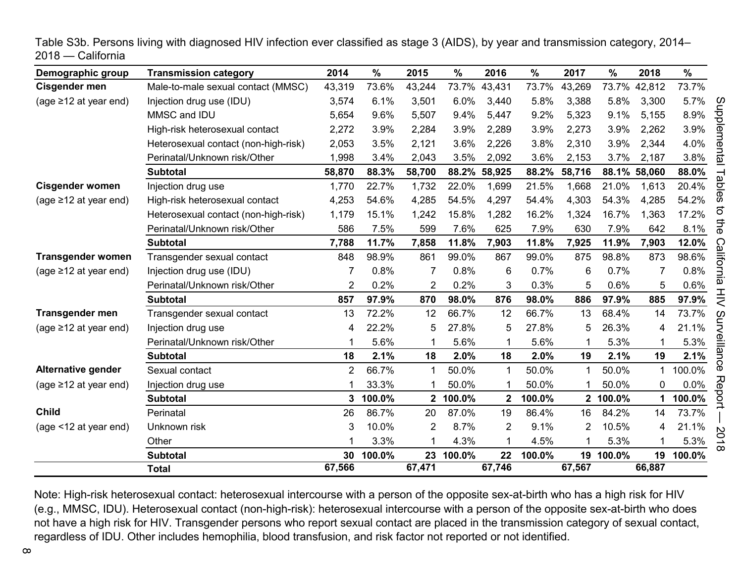Table S3b. Persons living with diagnosed HIV infection ever classified as stage 3 (AIDS), by year and transmission category, 2014–2018 — California

| Demographic group | Transmission category | 2014 | % | 2015 | % | 2016 | % | 2017 | % | 2018 | % |
|---|---|---|---|---|---|---|---|---|---|---|---|
| **Cisgender men** | Male-to-male sexual contact (MMSC) | 43,319 | 73.6% | 43,244 | 73.7% | 43,431 | 73.7% | 43,269 | 73.7% | 42,812 | 73.7% |
| (age ≥12 at year end) | Injection drug use (IDU) | 3,574 | 6.1% | 3,501 | 6.0% | 3,440 | 5.8% | 3,388 | 5.8% | 3,300 | 5.7% |
| | MMSC and IDU | 5,654 | 9.6% | 5,507 | 9.4% | 5,447 | 9.2% | 5,323 | 9.1% | 5,155 | 8.9% |
| | High-risk heterosexual contact | 2,272 | 3.9% | 2,284 | 3.9% | 2,289 | 3.9% | 2,273 | 3.9% | 2,262 | 3.9% |
| | Heterosexual contact (non-high-risk) | 2,053 | 3.5% | 2,121 | 3.6% | 2,226 | 3.8% | 2,310 | 3.9% | 2,344 | 4.0% |
| | Perinatal/Unknown risk/Other | 1,998 | 3.4% | 2,043 | 3.5% | 2,092 | 3.6% | 2,153 | 3.7% | 2,187 | 3.8% |
| | **Subtotal** | **58,870** | **88.3%** | **58,700** | **88.2%** | **58,925** | **88.2%** | **58,716** | **88.1%** | **58,060** | **88.0%** |
| **Cisgender women** | Injection drug use | 1,770 | 22.7% | 1,732 | 22.0% | 1,699 | 21.5% | 1,668 | 21.0% | 1,613 | 20.4% |
| (age ≥12 at year end) | High-risk heterosexual contact | 4,253 | 54.6% | 4,285 | 54.5% | 4,297 | 54.4% | 4,303 | 54.3% | 4,285 | 54.2% |
| | Heterosexual contact (non-high-risk) | 1,179 | 15.1% | 1,242 | 15.8% | 1,282 | 16.2% | 1,324 | 16.7% | 1,363 | 17.2% |
| | Perinatal/Unknown risk/Other | 586 | 7.5% | 599 | 7.6% | 625 | 7.9% | 630 | 7.9% | 642 | 8.1% |
| | **Subtotal** | **7,788** | **11.7%** | **7,858** | **11.8%** | **7,903** | **11.8%** | **7,925** | **11.9%** | **7,903** | **12.0%** |
| **Transgender women** | Transgender sexual contact | 848 | 98.9% | 861 | 99.0% | 867 | 99.0% | 875 | 98.8% | 873 | 98.6% |
| (age ≥12 at year end) | Injection drug use (IDU) | 7 | 0.8% | 7 | 0.8% | 6 | 0.7% | 6 | 0.7% | 7 | 0.8% |
| | Perinatal/Unknown risk/Other | 2 | 0.2% | 2 | 0.2% | 3 | 0.3% | 5 | 0.6% | 5 | 0.6% |
| | **Subtotal** | **857** | **97.9%** | **870** | **98.0%** | **876** | **98.0%** | **886** | **97.9%** | **885** | **97.9%** |
| **Transgender men** | Transgender sexual contact | 13 | 72.2% | 12 | 66.7% | 12 | 66.7% | 13 | 68.4% | 14 | 73.7% |
| (age ≥12 at year end) | Injection drug use | 4 | 22.2% | 5 | 27.8% | 5 | 27.8% | 5 | 26.3% | 4 | 21.1% |
| | Perinatal/Unknown risk/Other | 1 | 5.6% | 1 | 5.6% | 1 | 5.6% | 1 | 5.3% | 1 | 5.3% |
| | **Subtotal** | **18** | **2.1%** | **18** | **2.0%** | **18** | **2.0%** | **19** | **2.1%** | **19** | **2.1%** |
| **Alternative gender** | Sexual contact | 2 | 66.7% | 1 | 50.0% | 1 | 50.0% | 1 | 50.0% | 1 | 100.0% |
| (age ≥12 at year end) | Injection drug use | 1 | 33.3% | 1 | 50.0% | 1 | 50.0% | 1 | 50.0% | 0 | 0.0% |
| | **Subtotal** | **3** | **100.0%** | **2** | **100.0%** | **2** | **100.0%** | **2** | **100.0%** | **1** | **100.0%** |
| **Child** | Perinatal | 26 | 86.7% | 20 | 87.0% | 19 | 86.4% | 16 | 84.2% | 14 | 73.7% |
| (age <12 at year end) | Unknown risk | 3 | 10.0% | 2 | 8.7% | 2 | 9.1% | 2 | 10.5% | 4 | 21.1% |
| | Other | 1 | 3.3% | 1 | 4.3% | 1 | 4.5% | 1 | 5.3% | 1 | 5.3% |
| | **Subtotal** | **30** | **100.0%** | **23** | **100.0%** | **22** | **100.0%** | **19** | **100.0%** | **19** | **100.0%** |
| | **Total** | **67,566** | | **67,471** | | **67,746** | | **67,567** | | **66,887** | |

Note: High-risk heterosexual contact: heterosexual intercourse with a person of the opposite sex-at-birth who has a high risk for HIV (e.g., MMSC, IDU). Heterosexual contact (non-high-risk): heterosexual intercourse with a person of the opposite sex-at-birth who does not have a high risk for HIV. Transgender persons who report sexual contact are placed in the transmission category of sexual contact, regardless of IDU. Other includes hemophilia, blood transfusion, and risk factor not reported or not identified.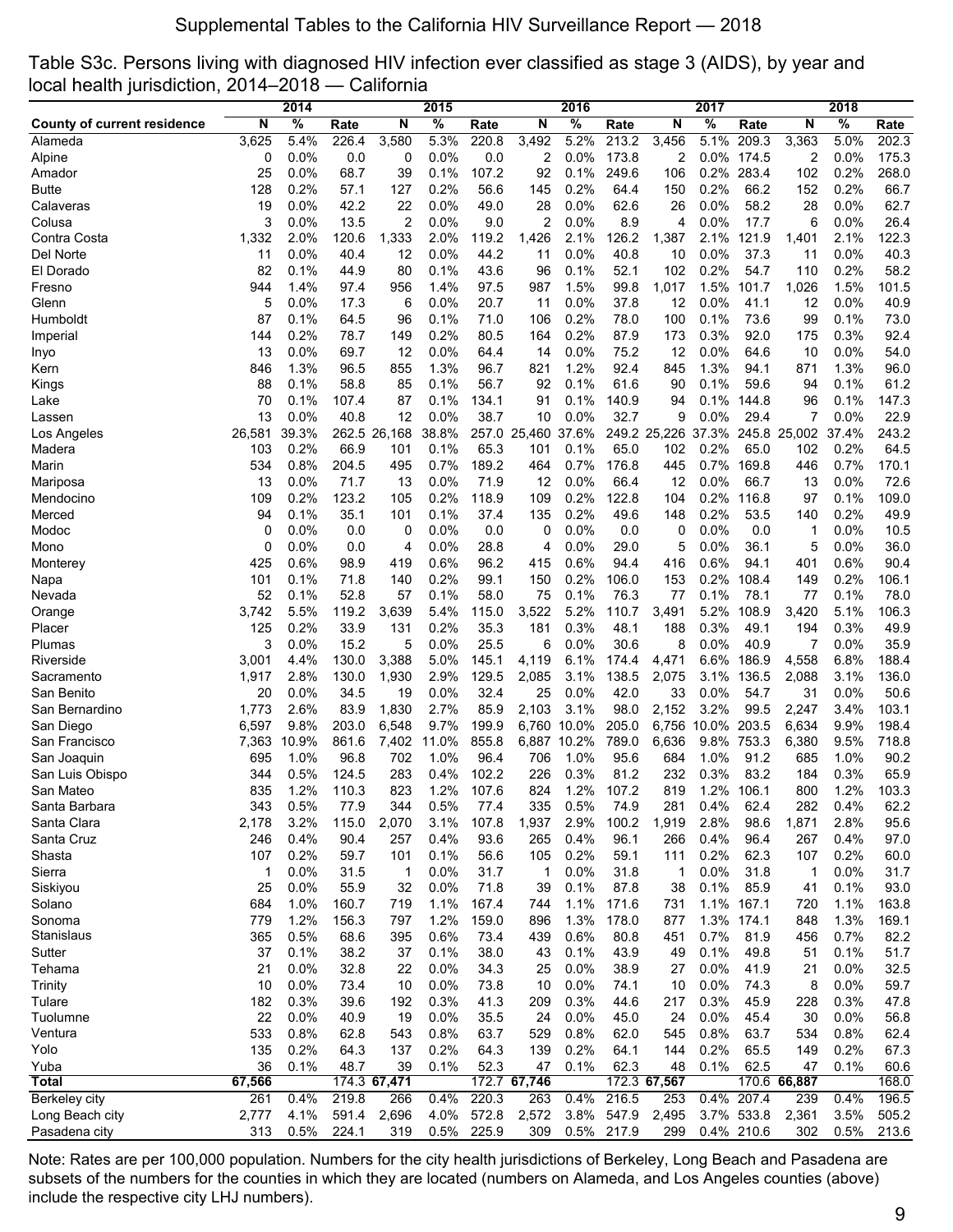Table S3c. Persons living with diagnosed HIV infection ever classified as stage 3 (AIDS), by year and local health jurisdiction, 2014–2018 — California

| County of current residence | 2014 | | | 2015 | | | 2016 | | | 2017 | | | 2018 | | |
|---|---|---|---|---|---|---|---|---|---|---|---|---|---|---|---|
| | N | % | Rate | N | % | Rate | N | % | Rate | N | % | Rate | N | % | Rate |
| Alameda | 3,625 | 5.4% | 226.4 | 3,580 | 5.3% | 220.8 | 3,492 | 5.2% | 213.2 | 3,456 | 5.1% | 209.3 | 3,363 | 5.0% | 202.3 |
| Alpine | 0 | 0.0% | 0.0 | 0 | 0.0% | 0.0 | 2 | 0.0% | 173.8 | 2 | 0.0% | 174.5 | 2 | 0.0% | 175.3 |
| Amador | 25 | 0.0% | 68.7 | 39 | 0.1% | 107.2 | 92 | 0.1% | 249.6 | 106 | 0.2% | 283.4 | 102 | 0.2% | 268.0 |
| Butte | 128 | 0.2% | 57.1 | 127 | 0.2% | 56.6 | 145 | 0.2% | 64.4 | 150 | 0.2% | 66.2 | 152 | 0.2% | 66.7 |
| Calaveras | 19 | 0.0% | 42.2 | 22 | 0.0% | 49.0 | 28 | 0.0% | 62.6 | 26 | 0.0% | 58.2 | 28 | 0.0% | 62.7 |
| Colusa | 3 | 0.0% | 13.5 | 2 | 0.0% | 9.0 | 2 | 0.0% | 8.9 | 4 | 0.0% | 17.7 | 6 | 0.0% | 26.4 |
| Contra Costa | 1,332 | 2.0% | 120.6 | 1,333 | 2.0% | 119.2 | 1,426 | 2.1% | 126.2 | 1,387 | 2.1% | 121.9 | 1,401 | 2.1% | 122.3 |
| Del Norte | 11 | 0.0% | 40.4 | 12 | 0.0% | 44.2 | 11 | 0.0% | 40.8 | 10 | 0.0% | 37.3 | 11 | 0.0% | 40.3 |
| El Dorado | 82 | 0.1% | 44.9 | 80 | 0.1% | 43.6 | 96 | 0.1% | 52.1 | 102 | 0.2% | 54.7 | 110 | 0.2% | 58.2 |
| Fresno | 944 | 1.4% | 97.4 | 956 | 1.4% | 97.5 | 987 | 1.5% | 99.8 | 1,017 | 1.5% | 101.7 | 1,026 | 1.5% | 101.5 |
| Glenn | 5 | 0.0% | 17.3 | 6 | 0.0% | 20.7 | 11 | 0.0% | 37.8 | 12 | 0.0% | 41.1 | 12 | 0.0% | 40.9 |
| Humboldt | 87 | 0.1% | 64.5 | 96 | 0.1% | 71.0 | 106 | 0.2% | 78.0 | 100 | 0.1% | 73.6 | 99 | 0.1% | 73.0 |
| Imperial | 144 | 0.2% | 78.7 | 149 | 0.2% | 80.5 | 164 | 0.2% | 87.9 | 173 | 0.3% | 92.0 | 175 | 0.3% | 92.4 |
| Inyo | 13 | 0.0% | 69.7 | 12 | 0.0% | 64.4 | 14 | 0.0% | 75.2 | 12 | 0.0% | 64.6 | 10 | 0.0% | 54.0 |
| Kern | 846 | 1.3% | 96.5 | 855 | 1.3% | 96.7 | 821 | 1.2% | 92.4 | 845 | 1.3% | 94.1 | 871 | 1.3% | 96.0 |
| Kings | 88 | 0.1% | 58.8 | 85 | 0.1% | 56.7 | 92 | 0.1% | 61.6 | 90 | 0.1% | 59.6 | 94 | 0.1% | 61.2 |
| Lake | 70 | 0.1% | 107.4 | 87 | 0.1% | 134.1 | 91 | 0.1% | 140.9 | 94 | 0.1% | 144.8 | 96 | 0.1% | 147.3 |
| Lassen | 13 | 0.0% | 40.8 | 12 | 0.0% | 38.7 | 10 | 0.0% | 32.7 | 9 | 0.0% | 29.4 | 7 | 0.0% | 22.9 |
| Los Angeles | 26,581 | 39.3% | 262.5 | 26,168 | 38.8% | 257.0 | 25,460 | 37.6% | 249.2 | 25,226 | 37.3% | 245.8 | 25,002 | 37.4% | 243.2 |
| Madera | 103 | 0.2% | 66.9 | 101 | 0.1% | 65.3 | 101 | 0.1% | 65.0 | 102 | 0.2% | 65.0 | 102 | 0.2% | 64.5 |
| Marin | 534 | 0.8% | 204.5 | 495 | 0.7% | 189.2 | 464 | 0.7% | 176.8 | 445 | 0.7% | 169.8 | 446 | 0.7% | 170.1 |
| Mariposa | 13 | 0.0% | 71.7 | 13 | 0.0% | 71.9 | 12 | 0.0% | 66.4 | 12 | 0.0% | 66.7 | 13 | 0.0% | 72.6 |
| Mendocino | 109 | 0.2% | 123.2 | 105 | 0.2% | 118.9 | 109 | 0.2% | 122.8 | 104 | 0.2% | 116.8 | 97 | 0.1% | 109.0 |
| Merced | 94 | 0.1% | 35.1 | 101 | 0.1% | 37.4 | 135 | 0.2% | 49.6 | 148 | 0.2% | 53.5 | 140 | 0.2% | 49.9 |
| Modoc | 0 | 0.0% | 0.0 | 0 | 0.0% | 0.0 | 0 | 0.0% | 0.0 | 0 | 0.0% | 0.0 | 1 | 0.0% | 10.5 |
| Mono | 0 | 0.0% | 0.0 | 4 | 0.0% | 28.8 | 4 | 0.0% | 29.0 | 5 | 0.0% | 36.1 | 5 | 0.0% | 36.0 |
| Monterey | 425 | 0.6% | 98.9 | 419 | 0.6% | 96.2 | 415 | 0.6% | 94.4 | 416 | 0.6% | 94.1 | 401 | 0.6% | 90.4 |
| Napa | 101 | 0.1% | 71.8 | 140 | 0.2% | 99.1 | 150 | 0.2% | 106.0 | 153 | 0.2% | 108.4 | 149 | 0.2% | 106.1 |
| Nevada | 52 | 0.1% | 52.8 | 57 | 0.1% | 58.0 | 75 | 0.1% | 76.3 | 77 | 0.1% | 78.1 | 77 | 0.1% | 78.0 |
| Orange | 3,742 | 5.5% | 119.2 | 3,639 | 5.4% | 115.0 | 3,522 | 5.2% | 110.7 | 3,491 | 5.2% | 108.9 | 3,420 | 5.1% | 106.3 |
| Placer | 125 | 0.2% | 33.9 | 131 | 0.2% | 35.3 | 181 | 0.3% | 48.1 | 188 | 0.3% | 49.1 | 194 | 0.3% | 49.9 |
| Plumas | 3 | 0.0% | 15.2 | 5 | 0.0% | 25.5 | 6 | 0.0% | 30.6 | 8 | 0.0% | 40.9 | 7 | 0.0% | 35.9 |
| Riverside | 3,001 | 4.4% | 130.0 | 3,388 | 5.0% | 145.1 | 4,119 | 6.1% | 174.4 | 4,471 | 6.6% | 186.9 | 4,558 | 6.8% | 188.4 |
| Sacramento | 1,917 | 2.8% | 130.0 | 1,930 | 2.9% | 129.5 | 2,085 | 3.1% | 138.5 | 2,075 | 3.1% | 136.5 | 2,088 | 3.1% | 136.0 |
| San Benito | 20 | 0.0% | 34.5 | 19 | 0.0% | 32.4 | 25 | 0.0% | 42.0 | 33 | 0.0% | 54.7 | 31 | 0.0% | 50.6 |
| San Bernardino | 1,773 | 2.6% | 83.9 | 1,830 | 2.7% | 85.9 | 2,103 | 3.1% | 98.0 | 2,152 | 3.2% | 99.5 | 2,247 | 3.4% | 103.1 |
| San Diego | 6,597 | 9.8% | 203.0 | 6,548 | 9.7% | 199.9 | 6,760 | 10.0% | 205.0 | 6,756 | 10.0% | 203.5 | 6,634 | 9.9% | 198.4 |
| San Francisco | 7,363 | 10.9% | 861.6 | 7,402 | 11.0% | 855.8 | 6,887 | 10.2% | 789.0 | 6,636 | 9.8% | 753.3 | 6,380 | 9.5% | 718.8 |
| San Joaquin | 695 | 1.0% | 96.8 | 702 | 1.0% | 96.4 | 706 | 1.0% | 95.6 | 684 | 1.0% | 91.2 | 685 | 1.0% | 90.2 |
| San Luis Obispo | 344 | 0.5% | 124.5 | 283 | 0.4% | 102.2 | 226 | 0.3% | 81.2 | 232 | 0.3% | 83.2 | 184 | 0.3% | 65.9 |
| San Mateo | 835 | 1.2% | 110.3 | 823 | 1.2% | 107.6 | 824 | 1.2% | 107.2 | 819 | 1.2% | 106.1 | 800 | 1.2% | 103.3 |
| Santa Barbara | 343 | 0.5% | 77.9 | 344 | 0.5% | 77.4 | 335 | 0.5% | 74.9 | 281 | 0.4% | 62.4 | 282 | 0.4% | 62.2 |
| Santa Clara | 2,178 | 3.2% | 115.0 | 2,070 | 3.1% | 107.8 | 1,937 | 2.9% | 100.2 | 1,919 | 2.8% | 98.6 | 1,871 | 2.8% | 95.6 |
| Santa Cruz | 246 | 0.4% | 90.4 | 257 | 0.4% | 93.6 | 265 | 0.4% | 96.1 | 266 | 0.4% | 96.4 | 267 | 0.4% | 97.0 |
| Shasta | 107 | 0.2% | 59.7 | 101 | 0.1% | 56.6 | 105 | 0.2% | 59.1 | 111 | 0.2% | 62.3 | 107 | 0.2% | 60.0 |
| Sierra | 1 | 0.0% | 31.5 | 1 | 0.0% | 31.7 | 1 | 0.0% | 31.8 | 1 | 0.0% | 31.8 | 1 | 0.0% | 31.7 |
| Siskiyou | 25 | 0.0% | 55.9 | 32 | 0.0% | 71.8 | 39 | 0.1% | 87.8 | 38 | 0.1% | 85.9 | 41 | 0.1% | 93.0 |
| Solano | 684 | 1.0% | 160.7 | 719 | 1.1% | 167.4 | 744 | 1.1% | 171.6 | 731 | 1.1% | 167.1 | 720 | 1.1% | 163.8 |
| Sonoma | 779 | 1.2% | 156.3 | 797 | 1.2% | 159.0 | 896 | 1.3% | 178.0 | 877 | 1.3% | 174.1 | 848 | 1.3% | 169.1 |
| Stanislaus | 365 | 0.5% | 68.6 | 395 | 0.6% | 73.4 | 439 | 0.6% | 80.8 | 451 | 0.7% | 81.9 | 456 | 0.7% | 82.2 |
| Sutter | 37 | 0.1% | 38.2 | 37 | 0.1% | 38.0 | 43 | 0.1% | 43.9 | 49 | 0.1% | 49.8 | 51 | 0.1% | 51.7 |
| Tehama | 21 | 0.0% | 32.8 | 22 | 0.0% | 34.3 | 25 | 0.0% | 38.9 | 27 | 0.0% | 41.9 | 21 | 0.0% | 32.5 |
| Trinity | 10 | 0.0% | 73.4 | 10 | 0.0% | 73.8 | 10 | 0.0% | 74.1 | 10 | 0.0% | 74.3 | 8 | 0.0% | 59.7 |
| Tulare | 182 | 0.3% | 39.6 | 192 | 0.3% | 41.3 | 209 | 0.3% | 44.6 | 217 | 0.3% | 45.9 | 228 | 0.3% | 47.8 |
| Tuolumne | 22 | 0.0% | 40.9 | 19 | 0.0% | 35.5 | 24 | 0.0% | 45.0 | 24 | 0.0% | 45.4 | 30 | 0.0% | 56.8 |
| Ventura | 533 | 0.8% | 62.8 | 543 | 0.8% | 63.7 | 529 | 0.8% | 62.0 | 545 | 0.8% | 63.7 | 534 | 0.8% | 62.4 |
| Yolo | 135 | 0.2% | 64.3 | 137 | 0.2% | 64.3 | 139 | 0.2% | 64.1 | 144 | 0.2% | 65.5 | 149 | 0.2% | 67.3 |
| Yuba | 36 | 0.1% | 48.7 | 39 | 0.1% | 52.3 | 47 | 0.1% | 62.3 | 48 | 0.1% | 62.5 | 47 | 0.1% | 60.6 |
| **Total** | **67,566** | | 174.3 | **67,471** | | 172.7 | **67,746** | | 172.3 | **67,567** | | 170.6 | **66,887** | | 168.0 |
| Berkeley city | 261 | 0.4% | 219.8 | 266 | 0.4% | 220.3 | 263 | 0.4% | 216.5 | 253 | 0.4% | 207.4 | 239 | 0.4% | 196.5 |
| Long Beach city | 2,777 | 4.1% | 591.4 | 2,696 | 4.0% | 572.8 | 2,572 | 3.8% | 547.9 | 2,495 | 3.7% | 533.8 | 2,361 | 3.5% | 505.2 |
| Pasadena city | 313 | 0.5% | 224.1 | 319 | 0.5% | 225.9 | 309 | 0.5% | 217.9 | 299 | 0.4% | 210.6 | 302 | 0.5% | 213.6 |

Note: Rates are per 100,000 population. Numbers for the city health jurisdictions of Berkeley, Long Beach and Pasadena are subsets of the numbers for the counties in which they are located (numbers on Alameda, and Los Angeles counties (above) include the respective city LHJ numbers).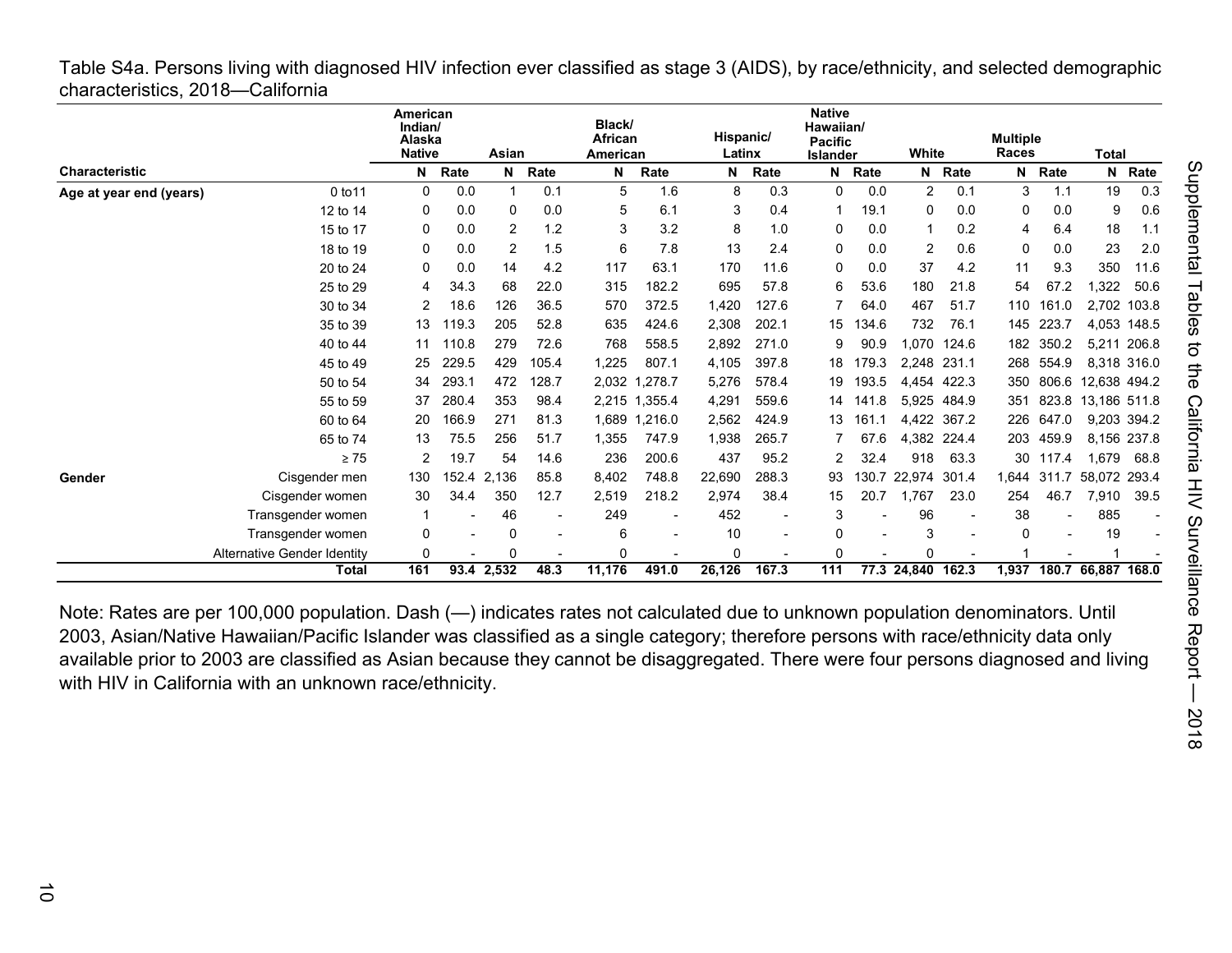Table S4a. Persons living with diagnosed HIV infection ever classified as stage 3 (AIDS), by race/ethnicity, and selected demographic characteristics, 2018—California

| Characteristic | | American Indian/ Alaska Native | | Asian | | Black/ African American | | Hispanic/ Latinx | | Native Hawaiian/ Pacific Islander | | White | | Multiple Races | | Total | |
|---|---|---|---|---|---|---|---|---|---|---|---|---|---|---|---|---|---|
| | | N | Rate | N | Rate | N | Rate | N | Rate | N | Rate | N | Rate | N | Rate | N | Rate |
| **Age at year end (years)** | 0 to11 | 0 | 0.0 | 1 | 0.1 | 5 | 1.6 | 8 | 0.3 | 0 | 0.0 | 2 | 0.1 | 3 | 1.1 | 19 | 0.3 |
| | 12 to 14 | 0 | 0.0 | 0 | 0.0 | 5 | 6.1 | 3 | 0.4 | 1 | 19.1 | 0 | 0.0 | 0 | 0.0 | 9 | 0.6 |
| | 15 to 17 | 0 | 0.0 | 2 | 1.2 | 3 | 3.2 | 8 | 1.0 | 0 | 0.0 | 1 | 0.2 | 4 | 6.4 | 18 | 1.1 |
| | 18 to 19 | 0 | 0.0 | 2 | 1.5 | 6 | 7.8 | 13 | 2.4 | 0 | 0.0 | 2 | 0.6 | 0 | 0.0 | 23 | 2.0 |
| | 20 to 24 | 0 | 0.0 | 14 | 4.2 | 117 | 63.1 | 170 | 11.6 | 0 | 0.0 | 37 | 4.2 | 11 | 9.3 | 350 | 11.6 |
| | 25 to 29 | 4 | 34.3 | 68 | 22.0 | 315 | 182.2 | 695 | 57.8 | 6 | 53.6 | 180 | 21.8 | 54 | 67.2 | 1,322 | 50.6 |
| | 30 to 34 | 2 | 18.6 | 126 | 36.5 | 570 | 372.5 | 1,420 | 127.6 | 7 | 64.0 | 467 | 51.7 | 110 | 161.0 | 2,702 | 103.8 |
| | 35 to 39 | 13 | 119.3 | 205 | 52.8 | 635 | 424.6 | 2,308 | 202.1 | 15 | 134.6 | 732 | 76.1 | 145 | 223.7 | 4,053 | 148.5 |
| | 40 to 44 | 11 | 110.8 | 279 | 72.6 | 768 | 558.5 | 2,892 | 271.0 | 9 | 90.9 | 1,070 | 124.6 | 182 | 350.2 | 5,211 | 206.8 |
| | 45 to 49 | 25 | 229.5 | 429 | 105.4 | 1,225 | 807.1 | 4,105 | 397.8 | 18 | 179.3 | 2,248 | 231.1 | 268 | 554.9 | 8,318 | 316.0 |
| | 50 to 54 | 34 | 293.1 | 472 | 128.7 | 2,032 | 1,278.7 | 5,276 | 578.4 | 19 | 193.5 | 4,454 | 422.3 | 350 | 806.6 | 12,638 | 494.2 |
| | 55 to 59 | 37 | 280.4 | 353 | 98.4 | 2,215 | 1,355.4 | 4,291 | 559.6 | 14 | 141.8 | 5,925 | 484.9 | 351 | 823.8 | 13,186 | 511.8 |
| | 60 to 64 | 20 | 166.9 | 271 | 81.3 | 1,689 | 1,216.0 | 2,562 | 424.9 | 13 | 161.1 | 4,422 | 367.2 | 226 | 647.0 | 9,203 | 394.2 |
| | 65 to 74 | 13 | 75.5 | 256 | 51.7 | 1,355 | 747.9 | 1,938 | 265.7 | 7 | 67.6 | 4,382 | 224.4 | 203 | 459.9 | 8,156 | 237.8 |
| | ≥ 75 | 2 | 19.7 | 54 | 14.6 | 236 | 200.6 | 437 | 95.2 | 2 | 32.4 | 918 | 63.3 | 30 | 117.4 | 1,679 | 68.8 |
| **Gender** | Cisgender men | 130 | 152.4 | 2,136 | 85.8 | 8,402 | 748.8 | 22,690 | 288.3 | 93 | 130.7 | 22,974 | 301.4 | 1,644 | 311.7 | 58,072 | 293.4 |
| | Cisgender women | 30 | 34.4 | 350 | 12.7 | 2,519 | 218.2 | 2,974 | 38.4 | 15 | 20.7 | 1,767 | 23.0 | 254 | 46.7 | 7,910 | 39.5 |
| | Transgender women | 1 | - | 46 | - | 249 | - | 452 | - | 3 | - | 96 | - | 38 | - | 885 | - |
| | Transgender women | 0 | - | 0 | - | 6 | - | 10 | - | 0 | - | 3 | - | 0 | - | 19 | - |
| | Alternative Gender Identity | 0 | - | 0 | - | 0 | - | 0 | - | 0 | - | 0 | - | 1 | - | 1 | - |
| | **Total** | **161** | **93.4** | **2,532** | **48.3** | **11,176** | **491.0** | **26,126** | **167.3** | **111** | **77.3** | **24,840** | **162.3** | **1,937** | **180.7** | **66,887** | **168.0** |

Note: Rates are per 100,000 population. Dash (—) indicates rates not calculated due to unknown population denominators. Until 2003, Asian/Native Hawaiian/Pacific Islander was classified as a single category; therefore persons with race/ethnicity data only available prior to 2003 are classified as Asian because they cannot be disaggregated. There were four persons diagnosed and living with HIV in California with an unknown race/ethnicity.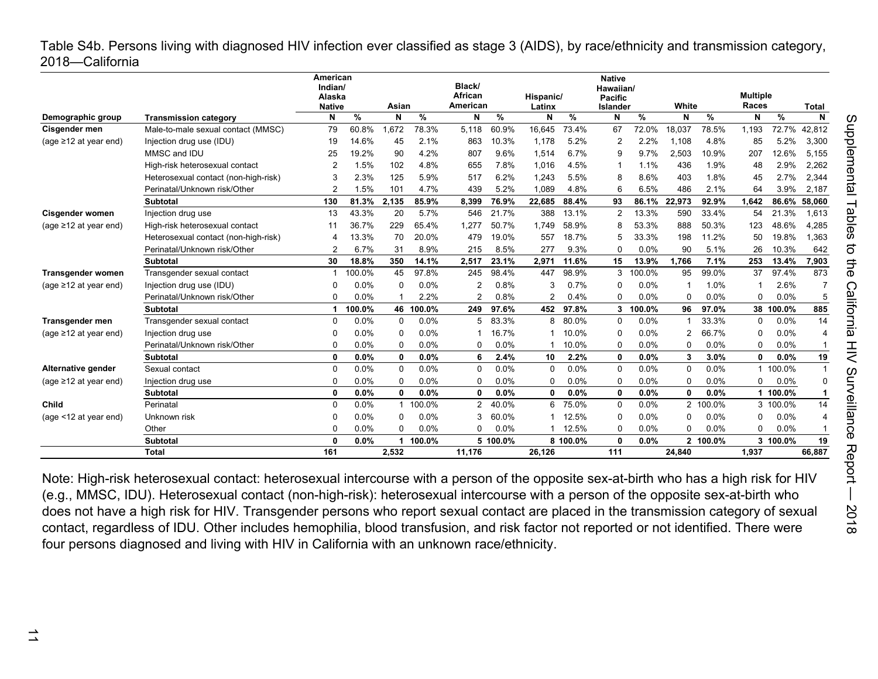Table S4b. Persons living with diagnosed HIV infection ever classified as stage 3 (AIDS), by race/ethnicity and transmission category, 2018—California

| Demographic group | Transmission category | American Indian/ Alaska Native | | Asian | | Black/ African American | | Hispanic/ Latinx | | Native Hawaiian/ Pacific Islander | | White | | Multiple Races | | Total |
|---|---|---|---|---|---|---|---|---|---|---|---|---|---|---|---|---|
| | | N | % | N | % | N | % | N | % | N | % | N | % | N | % | N |
| **Cisgender men** | Male-to-male sexual contact (MMSC) | 79 | 60.8% | 1,672 | 78.3% | 5,118 | 60.9% | 16,645 | 73.4% | 67 | 72.0% | 18,037 | 78.5% | 1,193 | 72.7% | 42,812 |
| (age ≥12 at year end) | Injection drug use (IDU) | 19 | 14.6% | 45 | 2.1% | 863 | 10.3% | 1,178 | 5.2% | 2 | 2.2% | 1,108 | 4.8% | 85 | 5.2% | 3,300 |
| | MMSC and IDU | 25 | 19.2% | 90 | 4.2% | 807 | 9.6% | 1,514 | 6.7% | 9 | 9.7% | 2,503 | 10.9% | 207 | 12.6% | 5,155 |
| | High-risk heterosexual contact | 2 | 1.5% | 102 | 4.8% | 655 | 7.8% | 1,016 | 4.5% | 1 | 1.1% | 436 | 1.9% | 48 | 2.9% | 2,262 |
| | Heterosexual contact (non-high-risk) | 3 | 2.3% | 125 | 5.9% | 517 | 6.2% | 1,243 | 5.5% | 8 | 8.6% | 403 | 1.8% | 45 | 2.7% | 2,344 |
| | Perinatal/Unknown risk/Other | 2 | 1.5% | 101 | 4.7% | 439 | 5.2% | 1,089 | 4.8% | 6 | 6.5% | 486 | 2.1% | 64 | 3.9% | 2,187 |
| | **Subtotal** | **130** | **81.3%** | **2,135** | **85.9%** | **8,399** | **76.9%** | **22,685** | **88.4%** | **93** | **86.1%** | **22,973** | **92.9%** | **1,642** | **86.6%** | **58,060** |
| **Cisgender women** | Injection drug use | 13 | 43.3% | 20 | 5.7% | 546 | 21.7% | 388 | 13.1% | 2 | 13.3% | 590 | 33.4% | 54 | 21.3% | 1,613 |
| (age ≥12 at year end) | High-risk heterosexual contact | 11 | 36.7% | 229 | 65.4% | 1,277 | 50.7% | 1,749 | 58.9% | 8 | 53.3% | 888 | 50.3% | 123 | 48.6% | 4,285 |
| | Heterosexual contact (non-high-risk) | 4 | 13.3% | 70 | 20.0% | 479 | 19.0% | 557 | 18.7% | 5 | 33.3% | 198 | 11.2% | 50 | 19.8% | 1,363 |
| | Perinatal/Unknown risk/Other | 2 | 6.7% | 31 | 8.9% | 215 | 8.5% | 277 | 9.3% | 0 | 0.0% | 90 | 5.1% | 26 | 10.3% | 642 |
| | **Subtotal** | **30** | **18.8%** | **350** | **14.1%** | **2,517** | **23.1%** | **2,971** | **11.6%** | **15** | **13.9%** | **1,766** | **7.1%** | **253** | **13.4%** | **7,903** |
| **Transgender women** | Transgender sexual contact | 1 | 100.0% | 45 | 97.8% | 245 | 98.4% | 447 | 98.9% | 3 | 100.0% | 95 | 99.0% | 37 | 97.4% | 873 |
| (age ≥12 at year end) | Injection drug use (IDU) | 0 | 0.0% | 0 | 0.0% | 2 | 0.8% | 3 | 0.7% | 0 | 0.0% | 1 | 1.0% | 1 | 2.6% | 7 |
| | Perinatal/Unknown risk/Other | 0 | 0.0% | 1 | 2.2% | 2 | 0.8% | 2 | 0.4% | 0 | 0.0% | 0 | 0.0% | 0 | 0.0% | 5 |
| | **Subtotal** | **1** | **100.0%** | **46** | **100.0%** | **249** | **97.6%** | **452** | **97.8%** | **3** | **100.0%** | **96** | **97.0%** | **38** | **100.0%** | **885** |
| **Transgender men** | Transgender sexual contact | 0 | 0.0% | 0 | 0.0% | 5 | 83.3% | 8 | 80.0% | 0 | 0.0% | 1 | 33.3% | 0 | 0.0% | 14 |
| (age ≥12 at year end) | Injection drug use | 0 | 0.0% | 0 | 0.0% | 1 | 16.7% | 1 | 10.0% | 0 | 0.0% | 2 | 66.7% | 0 | 0.0% | 4 |
| | Perinatal/Unknown risk/Other | 0 | 0.0% | 0 | 0.0% | 0 | 0.0% | 1 | 10.0% | 0 | 0.0% | 0 | 0.0% | 0 | 0.0% | 1 |
| | **Subtotal** | **0** | **0.0%** | **0** | **0.0%** | **6** | **2.4%** | **10** | **2.2%** | **0** | **0.0%** | **3** | **3.0%** | **0** | **0.0%** | **19** |
| **Alternative gender** | Sexual contact | 0 | 0.0% | 0 | 0.0% | 0 | 0.0% | 0 | 0.0% | 0 | 0.0% | 0 | 0.0% | 1 | 100.0% | 1 |
| (age ≥12 at year end) | Injection drug use | 0 | 0.0% | 0 | 0.0% | 0 | 0.0% | 0 | 0.0% | 0 | 0.0% | 0 | 0.0% | 0 | 0.0% | 0 |
| | **Subtotal** | **0** | **0.0%** | **0** | **0.0%** | **0** | **0.0%** | **0** | **0.0%** | **0** | **0.0%** | **0** | **0.0%** | **1** | **100.0%** | **1** |
| **Child** | Perinatal | 0 | 0.0% | 1 | 100.0% | 2 | 40.0% | 6 | 75.0% | 0 | 0.0% | 2 | 100.0% | 3 | 100.0% | 14 |
| (age <12 at year end) | Unknown risk | 0 | 0.0% | 0 | 0.0% | 3 | 60.0% | 1 | 12.5% | 0 | 0.0% | 0 | 0.0% | 0 | 0.0% | 4 |
| | Other | 0 | 0.0% | 0 | 0.0% | 0 | 0.0% | 1 | 12.5% | 0 | 0.0% | 0 | 0.0% | 0 | 0.0% | 1 |
| | **Subtotal** | **0** | **0.0%** | **1** | **100.0%** | **5** | **100.0%** | **8** | **100.0%** | **0** | **0.0%** | **2** | **100.0%** | **3** | **100.0%** | **19** |
| | **Total** | **161** | | **2,532** | | **11,176** | | **26,126** | | **111** | | **24,840** | | **1,937** | | **66,887** |

Note: High-risk heterosexual contact: heterosexual intercourse with a person of the opposite sex-at-birth who has a high risk for HIV (e.g., MMSC, IDU). Heterosexual contact (non-high-risk): heterosexual intercourse with a person of the opposite sex-at-birth who does not have a high risk for HIV. Transgender persons who report sexual contact are placed in the transmission category of sexual contact, regardless of IDU. Other includes hemophilia, blood transfusion, and risk factor not reported or not identified. There were four persons diagnosed and living with HIV in California with an unknown race/ethnicity.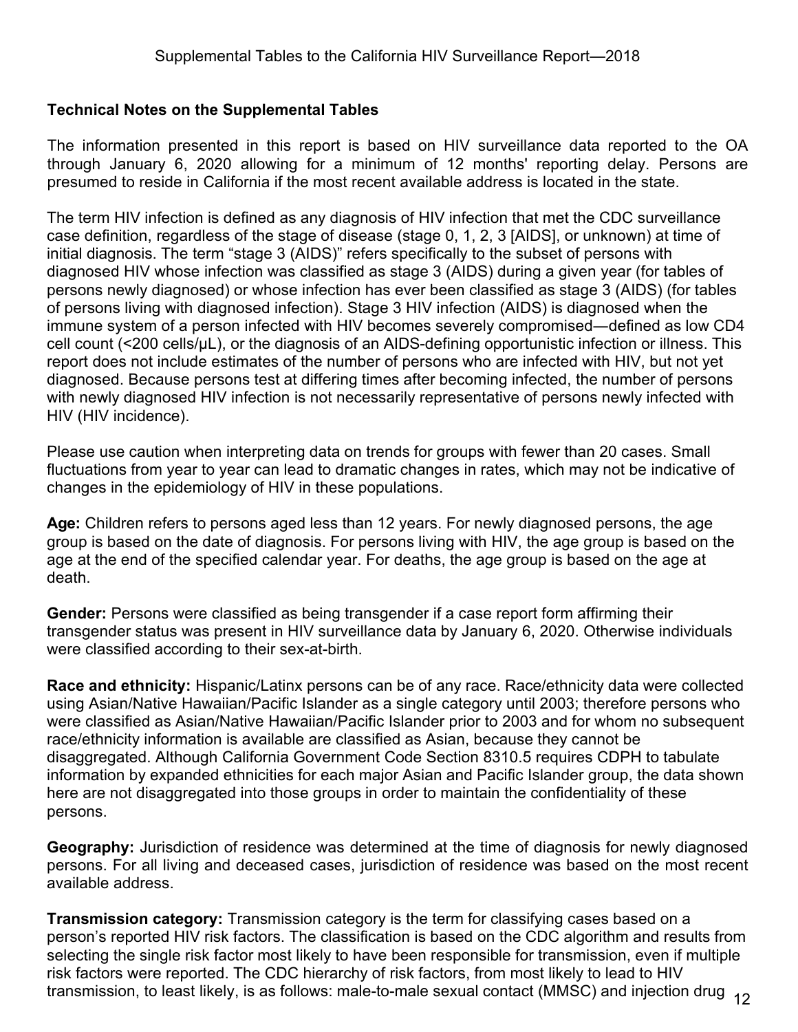### Technical Notes on the Supplemental Tables

The information presented in this report is based on HIV surveillance data reported to the OA through January 6, 2020 allowing for a minimum of 12 months' reporting delay. Persons are presumed to reside in California if the most recent available address is located in the state.

The term HIV infection is defined as any diagnosis of HIV infection that met the CDC surveillance case definition, regardless of the stage of disease (stage 0, 1, 2, 3 [AIDS], or unknown) at time of initial diagnosis. The term "stage 3 (AIDS)" refers specifically to the subset of persons with diagnosed HIV whose infection was classified as stage 3 (AIDS) during a given year (for tables of persons newly diagnosed) or whose infection has ever been classified as stage 3 (AIDS) (for tables of persons living with diagnosed infection). Stage 3 HIV infection (AIDS) is diagnosed when the immune system of a person infected with HIV becomes severely compromised—defined as low CD4 cell count (<200 cells/μL), or the diagnosis of an AIDS-defining opportunistic infection or illness. This report does not include estimates of the number of persons who are infected with HIV, but not yet diagnosed. Because persons test at differing times after becoming infected, the number of persons with newly diagnosed HIV infection is not necessarily representative of persons newly infected with HIV (HIV incidence).

Please use caution when interpreting data on trends for groups with fewer than 20 cases. Small fluctuations from year to year can lead to dramatic changes in rates, which may not be indicative of changes in the epidemiology of HIV in these populations.

**Age:** Children refers to persons aged less than 12 years. For newly diagnosed persons, the age group is based on the date of diagnosis. For persons living with HIV, the age group is based on the age at the end of the specified calendar year. For deaths, the age group is based on the age at death.

**Gender:** Persons were classified as being transgender if a case report form affirming their transgender status was present in HIV surveillance data by January 6, 2020. Otherwise individuals were classified according to their sex-at-birth.

**Race and ethnicity:** Hispanic/Latinx persons can be of any race. Race/ethnicity data were collected using Asian/Native Hawaiian/Pacific Islander as a single category until 2003; therefore persons who were classified as Asian/Native Hawaiian/Pacific Islander prior to 2003 and for whom no subsequent race/ethnicity information is available are classified as Asian, because they cannot be disaggregated. Although California Government Code Section 8310.5 requires CDPH to tabulate information by expanded ethnicities for each major Asian and Pacific Islander group, the data shown here are not disaggregated into those groups in order to maintain the confidentiality of these persons.

**Geography:** Jurisdiction of residence was determined at the time of diagnosis for newly diagnosed persons. For all living and deceased cases, jurisdiction of residence was based on the most recent available address.

**Transmission category:** Transmission category is the term for classifying cases based on a person's reported HIV risk factors. The classification is based on the CDC algorithm and results from selecting the single risk factor most likely to have been responsible for transmission, even if multiple risk factors were reported. The CDC hierarchy of risk factors, from most likely to lead to HIV transmission, to least likely, is as follows: male-to-male sexual contact (MMSC) and injection drug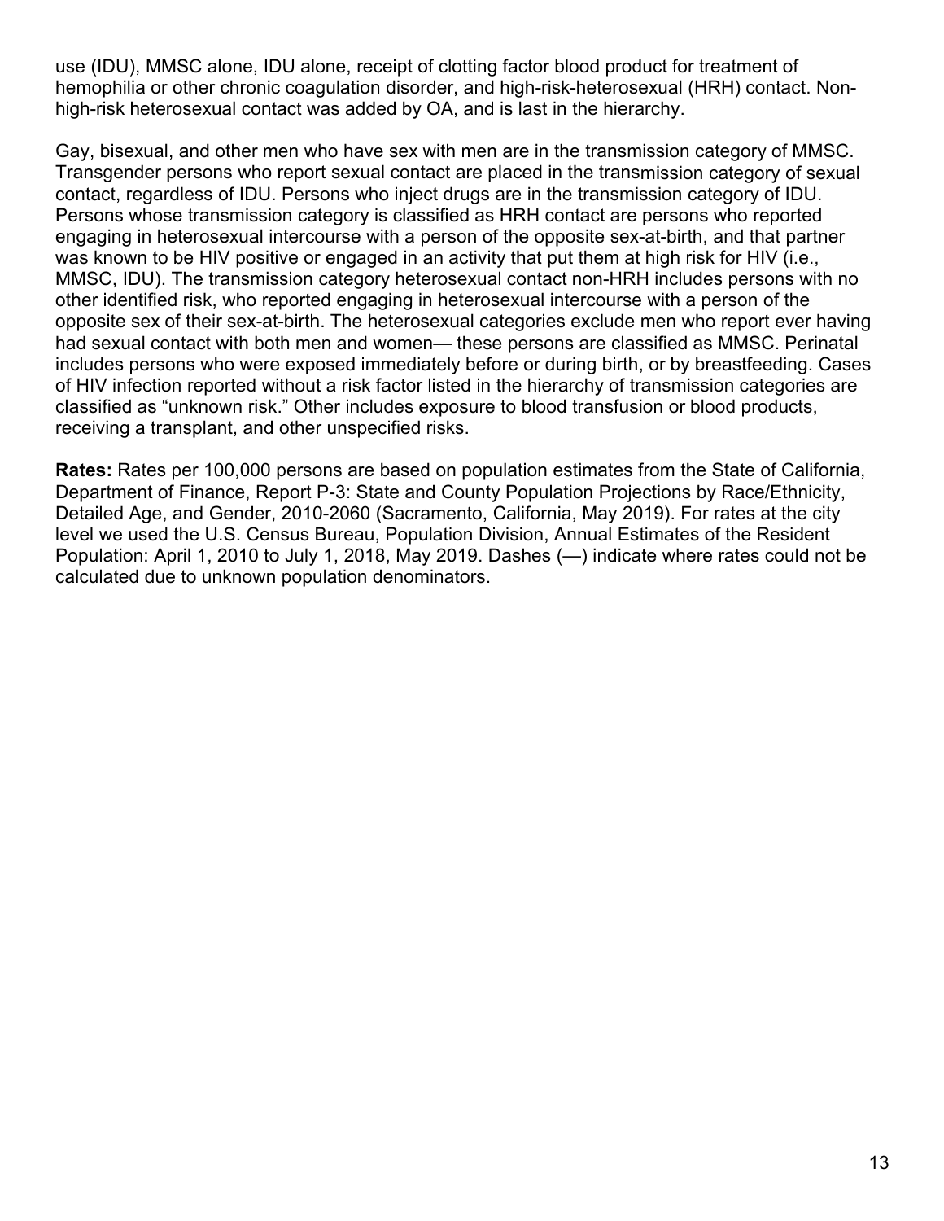use (IDU), MMSC alone, IDU alone, receipt of clotting factor blood product for treatment of hemophilia or other chronic coagulation disorder, and high-risk-heterosexual (HRH) contact. Non-high-risk heterosexual contact was added by OA, and is last in the hierarchy.

Gay, bisexual, and other men who have sex with men are in the transmission category of MMSC. Transgender persons who report sexual contact are placed in the transmission category of sexual contact, regardless of IDU. Persons who inject drugs are in the transmission category of IDU. Persons whose transmission category is classified as HRH contact are persons who reported engaging in heterosexual intercourse with a person of the opposite sex-at-birth, and that partner was known to be HIV positive or engaged in an activity that put them at high risk for HIV (i.e., MMSC, IDU). The transmission category heterosexual contact non-HRH includes persons with no other identified risk, who reported engaging in heterosexual intercourse with a person of the opposite sex of their sex-at-birth. The heterosexual categories exclude men who report ever having had sexual contact with both men and women— these persons are classified as MMSC. Perinatal includes persons who were exposed immediately before or during birth, or by breastfeeding. Cases of HIV infection reported without a risk factor listed in the hierarchy of transmission categories are classified as "unknown risk." Other includes exposure to blood transfusion or blood products, receiving a transplant, and other unspecified risks.

**Rates:** Rates per 100,000 persons are based on population estimates from the State of California, Department of Finance, Report P-3: State and County Population Projections by Race/Ethnicity, Detailed Age, and Gender, 2010-2060 (Sacramento, California, May 2019). For rates at the city level we used the U.S. Census Bureau, Population Division, Annual Estimates of the Resident Population: April 1, 2010 to July 1, 2018, May 2019. Dashes (—) indicate where rates could not be calculated due to unknown population denominators.